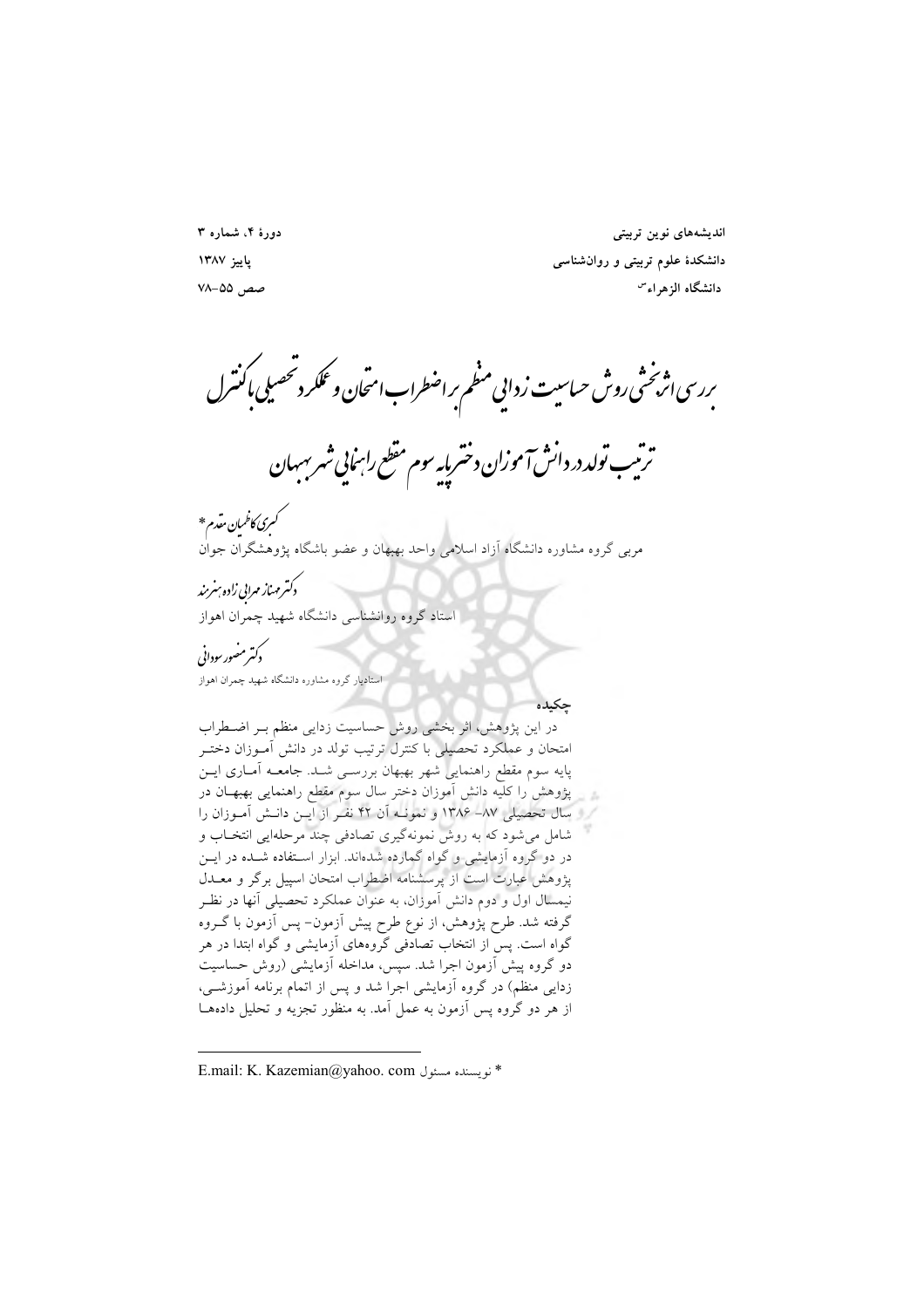# بررسی اثربخشی روش حساسیت زدایی منظم بر اضطراب امتحان و عملکرد تحصیلی با کنترل ترتیب تولد در دانش آموزان دختر پایه سوم مقطع راهنمایی شهر بهبهان

**کبری کاظمیان مقدم***

مربی گروه مشاوره دانشگاه آزاد اسلامی واحد بهبهان و عضو باشگاه پژوهشگران جوان

**دکتر مهناز مهرابی زاده هنرمند**

استاد گروه روانشناسی دانشگاه شهید چمران اهواز

**دکتر منصور سودانی**

استادیار گروه مشاوره دانشگاه شهید چمران اهواز

## چکیده

در این پژوهش، اثر بخشی روش حساسیت زدایی منظم بـر اضـطراب امتحان و عملکرد تحصیلی با کنترل ترتیب تولد در دانش آمـوزان دختـر پایه سوم مقطع راهنمایی شهر بهبهان بررسـی شـد. جامعـه آمـاری ایـن پژوهش را کلیه دانش آموزان دختر سال سوم مقطع راهنمایی بهبهـان در سال تحصیلی ۸۷- ۱۳۸۶ و نمونـه آن ۴۲ نفـر از ایـن دانـش آمـوزان را شامل می‌شود که به روش نمونه‌گیری تصادفی چند مرحله‌ایی انتخـاب و در دو گروه آزمایشی و گواه گمارده شده‌اند. ابزار اسـتفاده شـده در ایـن پژوهش عبارت است از پرسشنامه اضطراب امتحان اسپیل برگر و معـدل نیمسال اول و دوم دانش آموزان، به عنوان عملکرد تحصیلی آنها در نظـر گرفته شد. طرح پژوهش، از نوع طرح پیش آزمون- پس آزمون با گـروه گواه است. پس از انتخاب تصادفی گروه‌های آزمایشی و گواه ابتدا در هر دو گروه پیش آزمون اجرا شد. سپس، مداخله آزمایشی (روش حساسیت زدایی منظم) در گروه آزمایشی اجرا شد و پس از اتمام برنامه آموزشـی، از هر دو گروه پس آزمون به عمل آمد. به منظور تجزیه و تحلیل داده‌هـا

---

* نویسنده مسئول E.mail: K. Kazemian@yahoo. com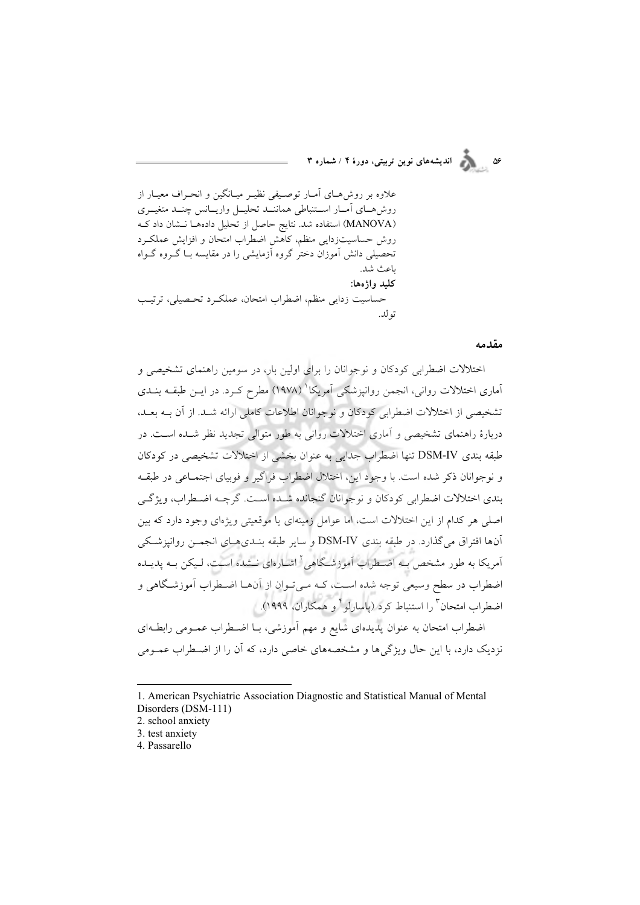علاوه بر روش‌های آمار توصیفی نظیر میانگین و انحراف معیار از روش‌های آمار استنباطی همانند تحلیل واریانس چند متغیری (MANOVA) استفاده شد. نتایج حاصل از تحلیل داده‌ها نشان داد که روش حساسیت‌زدایی منظم، کاهش اضطراب امتحان و افزایش عملکرد تحصیلی دانش آموزان دختر گروه آزمایشی را در مقایسه با گروه گواه باعث شد.

**کلید واژه‌ها:**

حساسیت زدایی منظم، اضطراب امتحان، عملکرد تحصیلی، ترتیب تولد.

## مقدمه

اختلالات اضطرابی کودکان و نوجوانان را برای اولین بار، در سومین راهنمای تشخیصی و آماری اختلالات روانی، انجمن روانپزشکی آمریکا[1] (۱۹۷۸) مطرح کرد. در این طبقه بندی تشخیصی از اختلالات اضطرابی کودکان و نوجوانان اطلاعات کاملی ارائه شد. از آن به بعد، دربارهٔ راهنمای تشخیصی و آماری اختلالات روانی به طور متوالی تجدید نظر شده است. در طبقه بندی DSM-IV تنها اضطراب جدایی به عنوان بخشی از اختلالات تشخیصی در کودکان و نوجوانان ذکر شده است. با وجود این، اختلال اضطراب فراگیر و فوبیای اجتماعی در طبقه بندی اختلالات اضطرابی کودکان و نوجوانان گنجانده شده است. گرچه اضطراب، ویژگی اصلی هر کدام از این اختلالات است، اما عوامل زمینه‌ای یا موقعیتی ویژه‌ای وجود دارد که بین آن‌ها افتراق می‌گذارد. در طبقه بندی DSM-IV و سایر طبقه بندی‌های انجمن روانپزشکی آمریکا به طور مشخص به اضطراب آموزشگاهی[2] اشاره‌ای نشده است، لیکن به پدیده اضطراب در سطح وسیعی توجه شده است، که می‌توان از آن‌ها اضطراب آموزشگاهی و اضطراب امتحان[3] را استنباط کرد (پاسارلو[4] و همکاران، ۱۹۹۹).

اضطراب امتحان به عنوان پدیده‌ای شایع و مهم آموزشی، با اضطراب عمومی رابطه‌ای نزدیک دارد، با این حال ویژگی‌ها و مشخصه‌های خاصی دارد، که آن را از اضطراب عمومی

---

1. American Psychiatric Association Diagnostic and Statistical Manual of Mental Disorders (DSM-111)
2. school anxiety
3. test anxiety
4. Passarello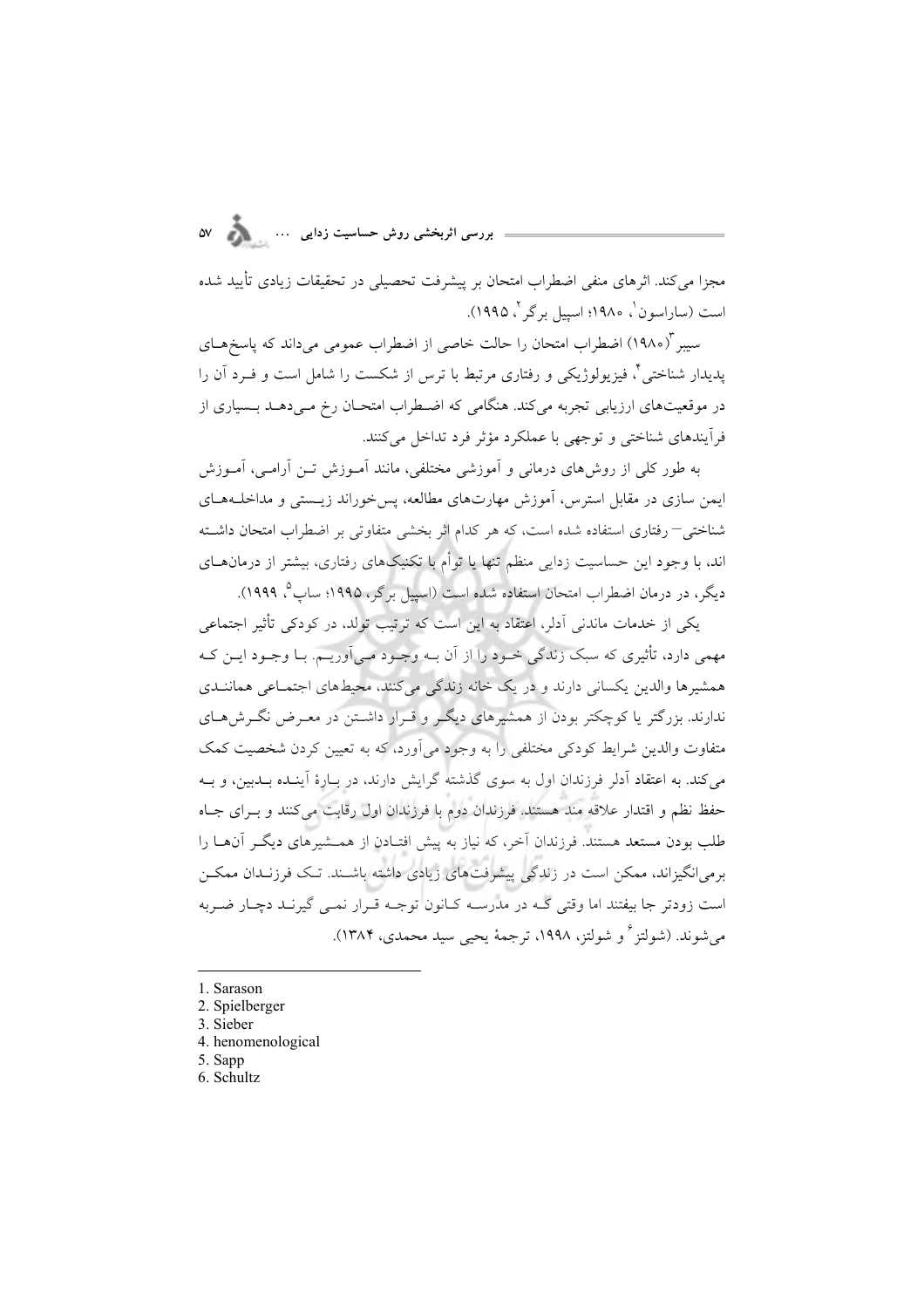مجزا می‌کند. اثرهای منفی اضطراب امتحان بر پیشرفت تحصیلی در تحقیقات زیادی تأیید شده است (ساراسون[1]، ۱۹۸۰؛ اسپیل برگر[2]، ۱۹۹۵).

سیبر[3](۱۹۸۰) اضطراب امتحان را حالت خاصی از اضطراب عمومی می‌داند که پاسخ‌های پدیدار شناختی[4]، فیزیولوژیکی و رفتاری مرتبط با ترس از شکست را شامل است و فرد آن را در موقعیت‌های ارزیابی تجربه می‌کند. هنگامی که اضطراب امتحان رخ می‌دهد بسیاری از فرآیندهای شناختی و توجهی با عملکرد مؤثر فرد تداخل می‌کنند.

به طور کلی از روش‌های درمانی و آموزشی مختلفی، مانند آموزش تن آرامی، آموزش ایمن سازی در مقابل استرس، آموزش مهارت‌های مطالعه، پس‌خوراند زیستی و مداخله‌های شناختی– رفتاری استفاده شده است، که هر کدام اثر بخشی متفاوتی بر اضطراب امتحان داشته اند، با وجود این حساسیت زدایی منظم تنها یا توأم با تکنیک‌های رفتاری، بیشتر از درمان‌های دیگر، در درمان اضطراب امتحان استفاده شده است (اسپیل برگر، ۱۹۹۵؛ ساپ[5]، ۱۹۹۹).

یکی از خدمات ماندنی آدلر، اعتقاد به این است که ترتیب تولد، در کودکی تأثیر اجتماعی مهمی دارد، تأثیری که سبک زندگی خود را از آن به وجود می‌آوریم. با وجود این که همشیرها والدین یکسانی دارند و در یک خانه زندگی می‌کنند، محیط‌های اجتماعی همانندی ندارند. بزرگتر یا کوچکتر بودن از همشیرهای دیگر و قرار داشتن در معرض نگرش‌های متفاوت والدین شرایط کودکی مختلفی را به وجود می‌آورد، که به تعیین کردن شخصیت کمک می‌کند. به اعتقاد آدلر فرزندان اول به سوی گذشته گرایش دارند، در بارهٔ آینده بدبین، و به حفظ نظم و اقتدار علاقه مند هستند. فرزندان دوم با فرزندان اول رقابت می‌کنند و برای جاه طلب بودن مستعد هستند. فرزندان آخر، که نیاز به پیش افتادن از همشیرهای دیگر آن‌ها را برمی‌انگیزاند، ممکن است در زندگی پیشرفت‌های زیادی داشته باشند. تک فرزندان ممکن است زودتر جا بیفتند اما وقتی که در مدرسه کانون توجه قرار نمی گیرند دچار ضربه می‌شوند. (شولتز[6] و شولتز، ۱۹۹۸، ترجمهٔ یحیی سید محمدی، ۱۳۸۴).

---

1. Sarason
2. Spielberger
3. Sieber
4. henomenological
5. Sapp
6. Schultz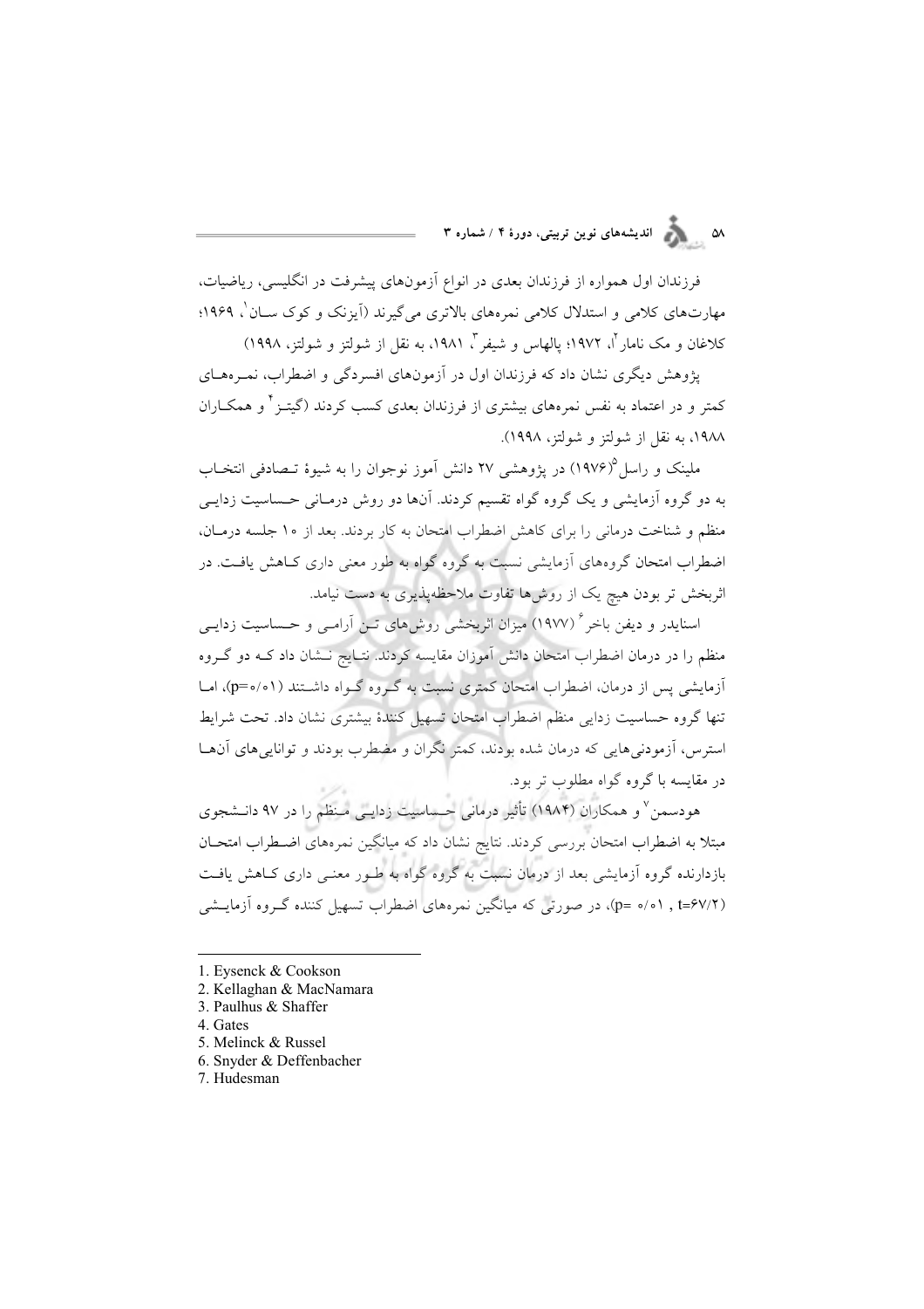فرزندان اول همواره از فرزندان بعدی در انواع آزمون‌های پیشرفت در انگلیسی، ریاضیات، مهارت‌های کلامی و استدلال کلامی نمره‌های بالاتری می‌گیرند (آیزنک و کوک سان[1]، ۱۹۶۹؛ کلاغان و مک نامار[2]، ۱۹۷۲؛ پالهاس و شیفر[3]، ۱۹۸۱، به نقل از شولتز و شولتز، ۱۹۹۸)

پژوهش دیگری نشان داد که فرزندان اول در آزمون‌های افسردگی و اضطراب، نمره‌های کمتر و در اعتماد به نفس نمره‌های بیشتری از فرزندان بعدی کسب کردند (گیتز[4] و همکاران ۱۹۸۸، به نقل از شولتز و شولتز، ۱۹۹۸).

ملینک و راسل[5](۱۹۷۶) در پژوهشی ۲۷ دانش آموز نوجوان را به شیوهٔ تصادفی انتخاب به دو گروه آزمایشی و یک گروه گواه تقسیم کردند. آن‌ها دو روش درمانی حساسیت زدایی منظم و شناخت درمانی را برای کاهش اضطراب امتحان به کار بردند. بعد از ۱۰ جلسه درمان، اضطراب امتحان گروه‌های آزمایشی نسبت به گروه گواه به طور معنی داری کاهش یافت. در اثربخش تر بودن هیچ یک از روش‌ها تفاوت ملاحظه‌پذیری به دست نیامد.

اسنایدر و دیفن باخر[6] (۱۹۷۷) میزان اثربخشی روش‌های تن آرامی و حساسیت زدایی منظم را در درمان اضطراب امتحان دانش آموزان مقایسه کردند. نتایج نشان داد که دو گروه آزمایشی پس از درمان، اضطراب امتحان کمتری نسبت به گروه گواه داشتند (p=۰/۰۱)، اما تنها گروه حساسیت زدایی منظم اضطراب امتحان تسهیل کنندهٔ بیشتری نشان داد. تحت شرایط استرس، آزمودنی‌هایی که درمان شده بودند، کمتر نگران و مضطرب بودند و توانایی‌های آن‌ها در مقایسه با گروه گواه مطلوب تر بود.

هودسمن[7] و همکاران (۱۹۸۴) تأثیر درمانی حساسیت زدایی منظم را در ۹۷ دانشجوی مبتلا به اضطراب امتحان بررسی کردند. نتایج نشان داد که میانگین نمره‌های اضطراب امتحان بازدارنده گروه آزمایشی بعد از درمان نسبت به گروه گواه به طور معنی داری کاهش یافت (t=۶۷/۲ , p= ۰/۰۱)، در صورتی که میانگین نمره‌های اضطراب تسهیل کننده گروه آزمایشی

---

1. Eysenck & Cookson
2. Kellaghan & MacNamara
3. Paulhus & Shaffer
4. Gates
5. Melinck & Russel
6. Snyder & Deffenbacher
7. Hudesman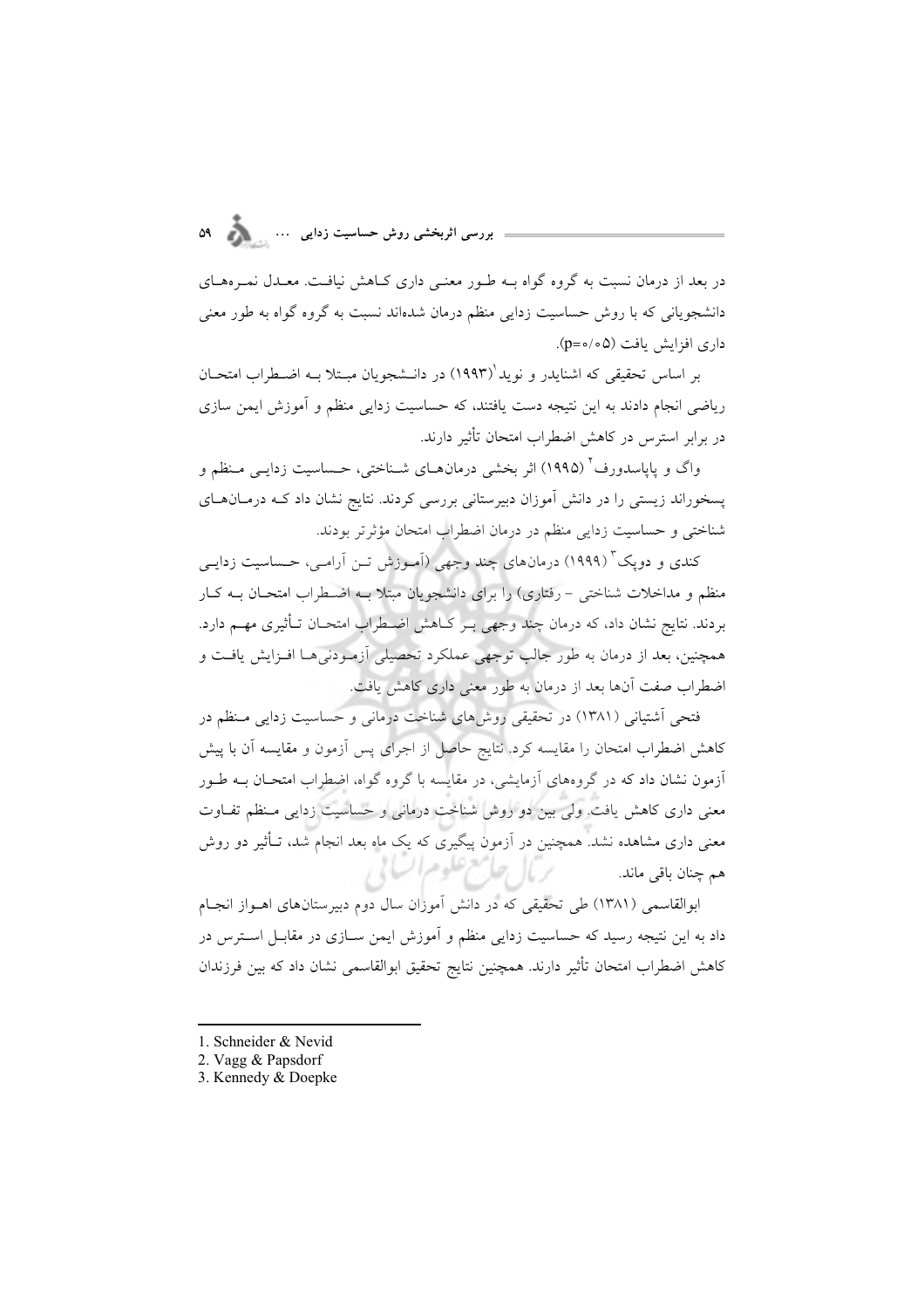در بعد از درمان نسبت به گروه گواه بـه طـور معنـی داری کـاهش نیافـت. معـدل نمـره‌هـای دانشجویانی که با روش حساسیت زدایی منظم درمان شده‌اند نسبت به گروه گواه به طور معنی داری افزایش یافت ($p=0/05$).

بر اساس تحقیقی که اشنایدر و نوید[1](۱۹۹۳) در دانـشجویان مبـتلا بـه اضـطراب امتحـان ریاضی انجام دادند به این نتیجه دست یافتند، که حساسیت زدایی منظم و آموزش ایمن سازی در برابر استرس در کاهش اضطراب امتحان تأثیر دارند.

واگ و پاپاسدورف[2] (۱۹۹۵) اثر بخشی درمان‌هـای شـناختی، حـساسیت زدایـی مـنظم و پسخوراند زیستی را در دانش آموزان دبیرستانی بررسی کردند. نتایج نشان داد کـه درمـان‌هـای شناختی و حساسیت زدایی منظم در درمان اضطراب امتحان مؤثرتر بودند.

کندی و دوپک[3] (۱۹۹۹) درمان‌های چند وجهی (آمـوزش تـن آرامـی، حـساسیت زدایـی منظم و مداخلات شناختی - رفتاری) را برای دانشجویان مبتلا بـه اضـطراب امتحـان بـه کـار بردند. نتایج نشان داد، که درمان چند وجهی بـر کـاهش اضـطراب امتحـان تـأثیری مهـم دارد. همچنین، بعد از درمان به طور جالب توجهی عملکرد تحصیلی آزمـودنی‌هـا افـزایش یافـت و اضطراب صفت آن‌ها بعد از درمان به طور معنی داری کاهش یافت.

فتحی آشتیانی (۱۳۸۱) در تحقیقی روش‌های شناخت درمانی و حساسیت زدایی مـنظم در کاهش اضطراب امتحان را مقایسه کرد. نتایج حاصل از اجرای پس آزمون و مقایسه آن با پیش آزمون نشان داد که در گروه‌های آزمایشی، در مقایسه با گروه گواه، اضطراب امتحـان بـه طـور معنی داری کاهش یافت. ولی بین دو روش شناخت درمانی و حساسیت زدایی مـنظم تفـاوت معنی داری مشاهده نشد. همچنین در آزمون پیگیری که یک ماه بعد انجام شد، تـأثیر دو روش هم چنان باقی ماند.

ابوالقاسمی (۱۳۸۱) طی تحقیقی که در دانش آموزان سال دوم دبیرستان‌های اهـواز انجـام داد به این نتیجه رسید که حساسیت زدایی منظم و آموزش ایمن سـازی در مقابـل اسـترس در کاهش اضطراب امتحان تأثیر دارند. همچنین نتایج تحقیق ابوالقاسمی نشان داد که بین فرزندان

---

1. Schneider & Nevid
2. Vagg & Papsdorf
3. Kennedy & Doepke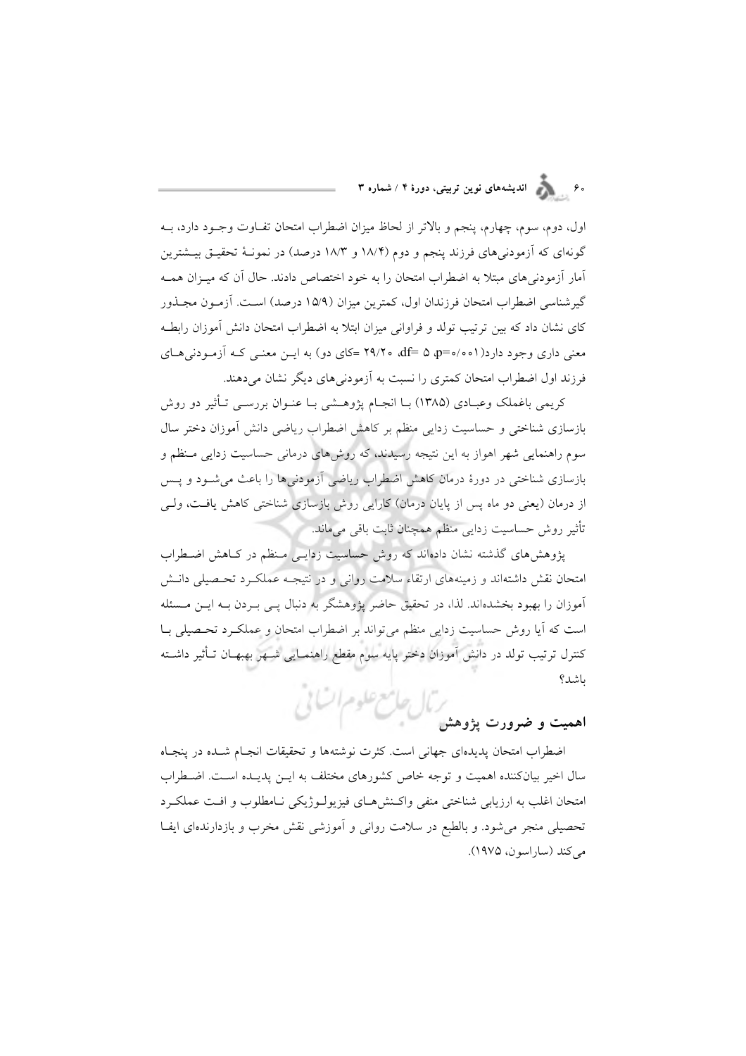اول، دوم، سوم، چهارم، پنجم و بالاتر از لحاظ میزان اضطراب امتحان تفاوت وجود دارد، بـه گونه‌ای که آزمودنی‌های فرزند پنجم و دوم (۱۸/۴ و ۱۸/۳ درصد) در نمونهٔ تحقیق بیـشترین آمار آزمودنی‌های مبتلا به اضطراب امتحان را به خود اختصاص دادند. حال آن که میـزان همـه گیرشناسی اضطراب امتحان فرزندان اول، کمترین میزان (۱۵/۹ درصد) اسـت. آزمـون مجـذور کای نشان داد که بین ترتیب تولد و فراوانی میزان ابتلا به اضطراب امتحان دانش آموزان رابطـه معنی داری وجود دارد(p=۰/۰۰۱ ،df= ۵ ،۲۹/۲۰ =کای دو) به ایـن معنـی کـه آزمـودنی‌هـای فرزند اول اضطراب امتحان کمتری را نسبت به آزمودنی‌های دیگر نشان می‌دهند.

کریمی باغملک وعبـادی (۱۳۸۵) بـا انجـام پژوهـشی بـا عنـوان بررسـی تـأثیر دو روش بازسازی شناختی و حساسیت زدایی منظم بر کاهش اضطراب ریاضی دانش آموزان دختر سال سوم راهنمایی شهر اهواز به این نتیجه رسیدند، که روش‌های درمانی حساسیت زدایی مـنظم و بازسازی شناختی در دورهٔ درمان کاهش اضطراب ریاضی آزمودنی‌ها را باعث می‌شـود و پـس از درمان (یعنی دو ماه پس از پایان درمان) کارایی روش بازسازی شناختی کاهش یافـت، ولـی تأثیر روش حساسیت زدایی منظم همچنان ثابت باقی می‌ماند.

پژوهش‌های گذشته نشان داده‌اند که روش حساسیت زدایـی مـنظم در کـاهش اضـطراب امتحان نقش داشته‌اند و زمینه‌های ارتقاء سلامت روانی و در نتیجـه عملکـرد تحـصیلی دانـش آموزان را بهبود بخشده‌اند. لذا، در تحقیق حاضر پژوهشگر به دنبال پـی بـردن بـه ایـن مـسئله است که آیا روش حساسیت زدایی منظم می‌تواند بر اضطراب امتحان و عملکـرد تحـصیلی بـا کنترل ترتیب تولد در دانش آموزان دختر پایه سوم مقطع راهنمـایی شـهر بهبهـان تـأثیر داشـته باشد؟

## اهمیت و ضرورت پژوهش

اضطراب امتحان پدیده‌ای جهانی است. کثرت نوشته‌ها و تحقیقات انجـام شـده در پنجـاه سال اخیر بیان‌کننده اهمیت و توجه خاص کشورهای مختلف به ایـن پدیـده اسـت. اضـطراب امتحان اغلب به ارزیابی شناختی منفی واکـنش‌هـای فیزیولـوژیکی نـامطلوب و افـت عملکـرد تحصیلی منجر می‌شود. و بالطبع در سلامت روانی و آموزشی نقش مخرب و بازدارنده‌ای ایفـا می‌کند (ساراسون، ۱۹۷۵).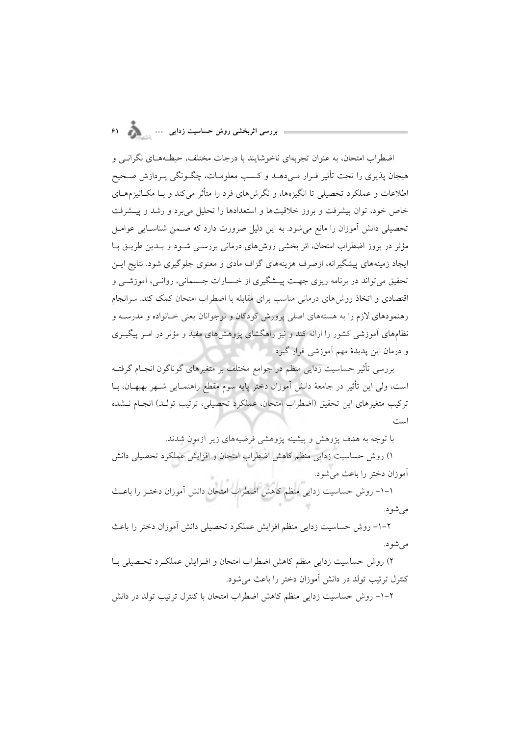اضطراب امتحان، به عنوان تجربه‌ای ناخوشایند با درجات مختلف، حیطه‌های نگرانی و هیجان پذیری را تحت تأثیر قرار می‌دهد و کسب معلومات، چگونگی پردازش صحیح اطلاعات و عملکرد تحصیلی تا انگیزه‌ها، و نگرش‌های فرد را متأثر می‌کند و با مکانیزم‌های خاص خود، توان پیشرفت و بروز خلاقیت‌ها و استعدادها را تحلیل می‌برد و رشد و پیشرفت تحصیلی دانش آموزان را مانع می‌شود. به این دلیل ضرورت دارد که ضمن شناسایی عوامل مؤثر در بروز اضطراب امتحان، اثر بخشی روش‌های درمانی بررسی شود و بدین طریق با ایجاد زمینه‌های پیشگیرانه، ازصرف هزینه‌های گزاف مادی و معنوی جلوگیری شود. نتایج این تحقیق می‌تواند در برنامه ریزی جهت پیشگیری از خسارات جسمانی، روانی، آموزشی و اقتصادی و اتخاذ روش‌های درمانی مناسب برای مقابله با اضطراب امتحان کمک کند. سرانجام رهنمودهای لازم را به هسته‌های اصلی پرورش کودکان و نوجوانان یعنی خانواده و مدرسه و نظام‌های آموزشی کشور را ارائه کند و نیز راهگشای پژوهش‌های مفید و مؤثر در امر پیگیری و درمان این پدیدهٔ مهم آموزشی قرار گیرد.

بررسی تأثیر حساسیت زدایی منظم در جوامع مختلف بر متغیرهای گوناگون انجام گرفته است، ولی این تأثیر در جامعهٔ دانش آموزان دختر پایه سوم مقطع راهنمایی شهر بهبهان، با ترکیب متغیرهای این تحقیق (اضطراب امتحان، عملکرد تحصیلی، ترتیب تولد) انجام نشده است

با توجه به هدف پژوهش و پیشینه پژوهشی فرضیه‌های زیر آزمون شدند.

۱) روش حساسیت زدایی منظم کاهش اضطراب امتحان و افزایش عملکرد تحصیلی دانش آموزان دختر را باعث می‌شود.

۱-۱- روش حساسیت زدایی منظم کاهش اضطراب امتحان دانش آموزان دختر را باعث می‌شود.

۲-۱- روش حساسیت زدایی منظم افزایش عملکرد تحصیلی دانش آموزان دختر را باعث می‌شود.

۲) روش حساسیت زدایی منظم کاهش اضطراب امتحان و افزایش عملکرد تحصیلی با کنترل ترتیب تولد در دانش آموزان دختر را باعث می‌شود.

۲-۱- روش حساسیت زدایی منظم کاهش اضطراب امتحان با کنترل ترتیب تولد در دانش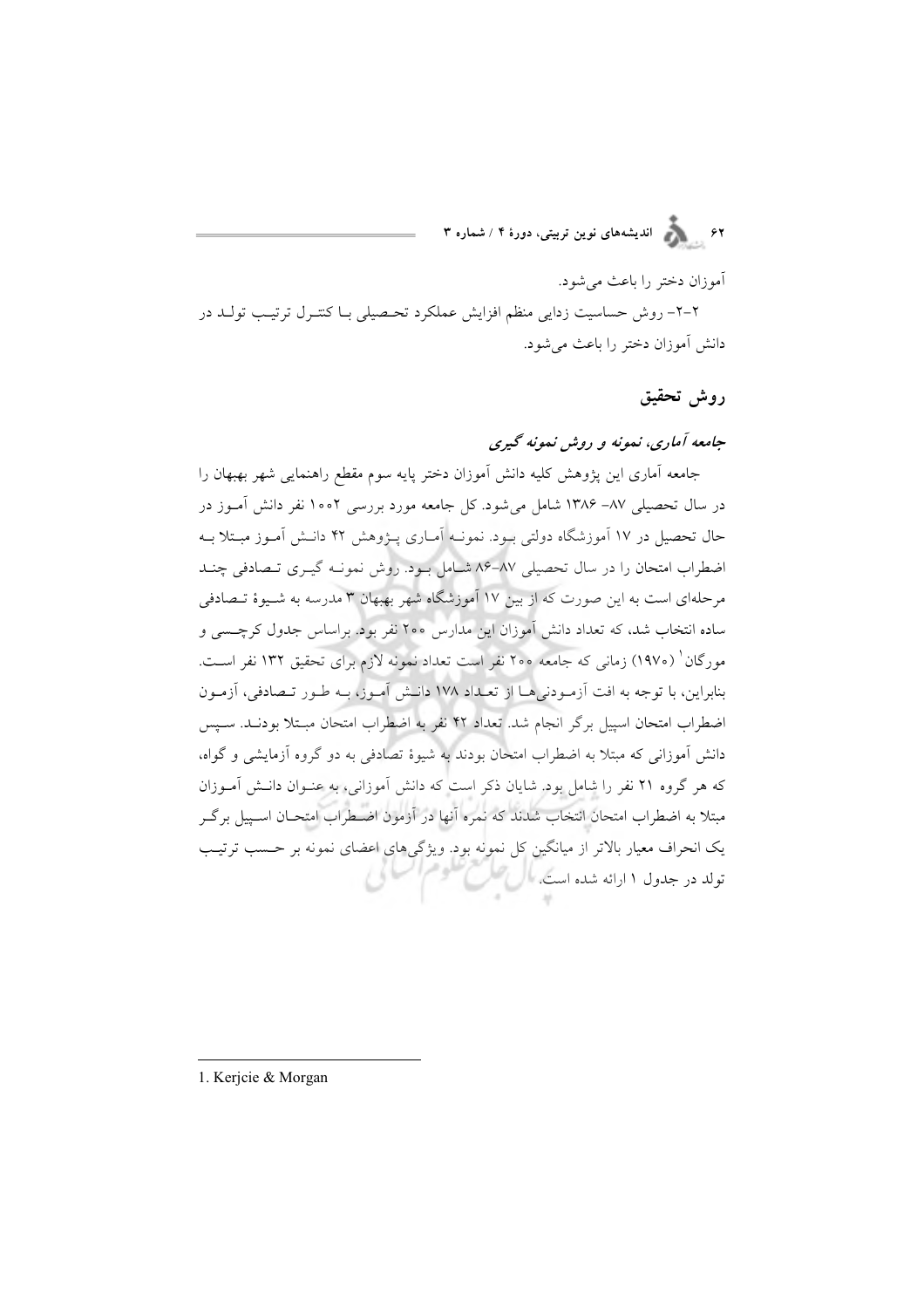آموزان دختر را باعث می‌شود.

۲-۲- روش حساسیت زدایی منظم افزایش عملکرد تحصیلی با کنترل ترتیب تولد در دانش آموزان دختر را باعث می‌شود.

## روش تحقیق

### *جامعه آماری، نمونه و روش نمونه گیری*

جامعه آماری این پژوهش کلیه دانش آموزان دختر پایه سوم مقطع راهنمایی شهر بهبهان را در سال تحصیلی ۸۷- ۱۳۸۶ شامل می‌شود. کل جامعه مورد بررسی ۱۰۰۲ نفر دانش آموز در حال تحصیل در ۱۷ آموزشگاه دولتی بود. نمونه آماری پژوهش ۴۲ دانش آموز مبتلا به اضطراب امتحان را در سال تحصیلی ۸۷-۸۶ شامل بود. روش نمونه گیری تصادفی چند مرحله‌ای است به این صورت که از بین ۱۷ آموزشگاه شهر بهبهان ۳ مدرسه به شیوهٔ تصادفی ساده انتخاب شد، که تعداد دانش آموزان این مدارس ۲۰۰ نفر بود. براساس جدول کرچسی و مورگان[1] (۱۹۷۰) زمانی که جامعه ۲۰۰ نفر است تعداد نمونه لازم برای تحقیق ۱۳۲ نفر است. بنابراین، با توجه به افت آزمودنی‌ها از تعداد ۱۷۸ دانش آموز، به طور تصادفی، آزمون اضطراب امتحان اسپیل برگر انجام شد. تعداد ۴۲ نفر به اضطراب امتحان مبتلا بودند. سپس دانش آموزانی که مبتلا به اضطراب امتحان بودند به شیوهٔ تصادفی به دو گروه آزمایشی و گواه، که هر گروه ۲۱ نفر را شامل بود. شایان ذکر است که دانش آموزانی، به عنوان دانش آموزان مبتلا به اضطراب امتحان انتخاب شدند که نمره آنها در آزمون اضطراب امتحان اسپیل برگر یک انحراف معیار بالاتر از میانگین کل نمونه بود. ویژگی‌های اعضای نمونه بر حسب ترتیب تولد در جدول ۱ ارائه شده است.

1. Kerjcie & Morgan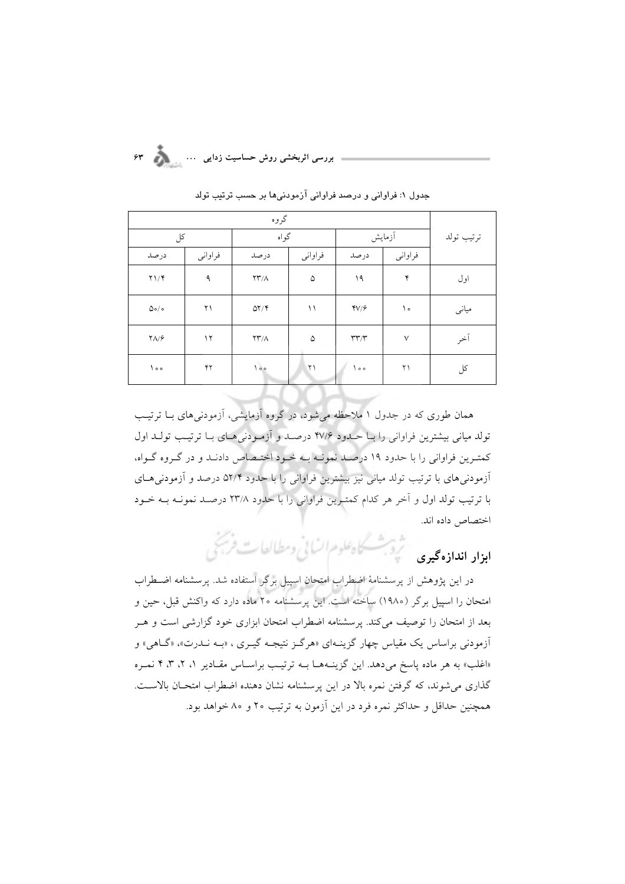جدول ۱: فراوانی و درصد فراوانی آزمودنی‌ها بر حسب ترتیب تولد

| ترتیب تولد | گروه | | | | | |
|---|---|---|---|---|---|---|
| | آزمایش | | گواه | | کل | |
| | فراوانی | درصد | فراوانی | درصد | فراوانی | درصد |
| اول | ۴ | ۱۹ | ۵ | ۲۳/۸ | ۹ | ۲۱/۴ |
| میانی | ۱۰ | ۴۷/۶ | ۱۱ | ۵۲/۴ | ۲۱ | ۵۰/۰ |
| آخر | ۷ | ۳۳/۳ | ۵ | ۲۳/۸ | ۱۲ | ۲۸/۶ |
| کل | ۲۱ | ۱۰۰ | ۲۱ | ۱۰۰ | ۴۲ | ۱۰۰ |

همان طوری که در جدول ۱ ملاحظه می‌شود، در گروه آزمایشی، آزمودنی‌های با ترتیب تولد میانی بیشترین فراوانی را با حدود ۴۷/۶ درصد و آزمودنی‌های با ترتیب تولد اول کمترین فراوانی را با حدود ۱۹ درصد نمونه به خود اختصاص دادند و در گروه گواه، آزمودنی‌های با ترتیب تولد میانی نیز بیشترین فراوانی را با حدود ۵۲/۴ درصد و آزمودنی‌های با ترتیب تولد اول و آخر هر کدام کمترین فراوانی را با حدود ۲۳/۸ درصد نمونه به خود اختصاص داده اند.

## ابزار اندازه‌گیری

در این پژوهش از پرسشنامهٔ اضطراب امتحان اسپیل برگر استفاده شد. پرسشنامه اضطراب امتحان را اسپیل برگر (۱۹۸۰) ساخته است. این پرسشنامه ۲۰ ماده دارد که واکنش قبل، حین و بعد از امتحان را توصیف می‌کند. پرسشنامه اضطراب امتحان ابزاری خود گزارشی است و هر آزمودنی براساس یک مقیاس چهار گزینه‌ای «هرگز نتیجه گیری ، «به ندرت»، «گاهی» و «اغلب» به هر ماده پاسخ می‌دهد. این گزینه‌ها به ترتیب براساس مقادیر ۱، ۲، ۳، ۴ نمره گذاری می‌شوند، که گرفتن نمره بالا در این پرسشنامه نشان دهنده اضطراب امتحان بالاست. همچنین حداقل و حداکثر نمره فرد در این آزمون به ترتیب ۲۰ و ۸۰ خواهد بود.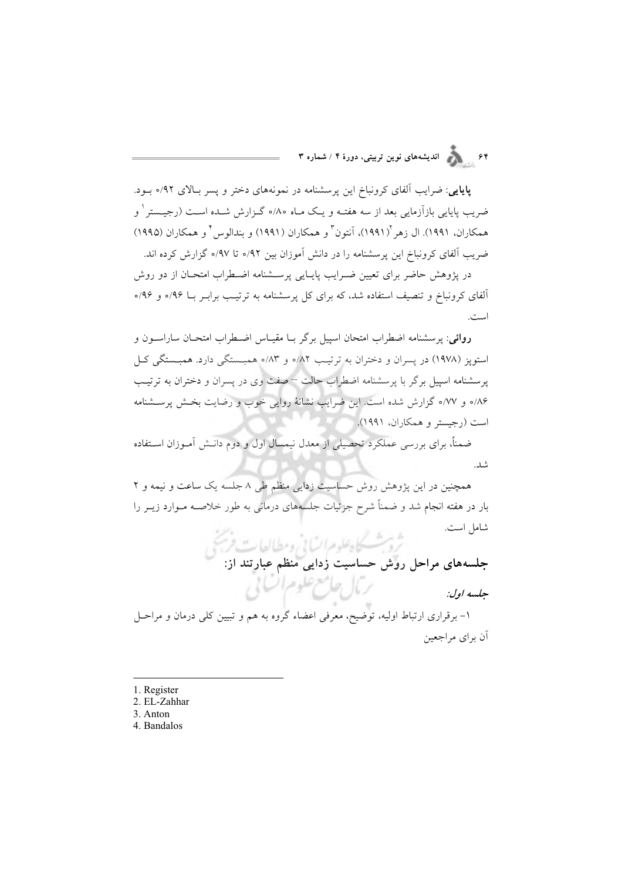**پایایی**: ضرایب آلفای کرونباخ این پرسشنامه در نمونه‌های دختر و پسر بالای ۰/۹۲ بود. ضریب پایایی بازآزمایی بعد از سه هفته و یک ماه ۰/۸۰ گزارش شده است (رجیستر[1] و همکاران، ۱۹۹۱). ال زهر[2](۱۹۹۱)، آنتون[3] و همکاران (۱۹۹۱) و بندالوس[4] و همکاران (۱۹۹۵) ضریب آلفای کرونباخ این پرسشنامه را در دانش آموزان بین ۰/۹۲ تا ۰/۹۷ گزارش کرده اند.

در پژوهش حاضر برای تعیین ضرایب پایایی پرسشنامه اضطراب امتحان از دو روش آلفای کرونباخ و تنصیف استفاده شد، که برای کل پرسشنامه به ترتیب برابر با ۰/۹۶ و ۰/۹۶ است.

**روائی**: پرسشنامه اضطراب امتحان اسپیل برگر با مقیاس اضطراب امتحان ساراسون و استوپز (۱۹۷۸) در پسران و دختران به ترتیب ۰/۸۲ و ۰/۸۳ همبستگی دارد. همبستگی کل پرسشنامه اسپیل برگر با پرسشنامه اضطراب حالت – صفت وی در پسران و دختران به ترتیب ۰/۸۶ و ۰/۷۷ گزارش شده است. این ضرایب نشانهٔ روایی خوب و رضایت بخش پرسشنامه است (رجیستر و همکاران، ۱۹۹۱).

ضمناً، برای بررسی عملکرد تحصیلی از معدل نیمسال اول و دوم دانش آموزان استفاده شد.

همچنین در این پژوهش روش حساسیت زدایی منظم طی ۸ جلسه یک ساعت و نیمه و ۲ بار در هفته انجام شد و ضمناً شرح جزئیات جلسه‌های درمانی به طور خلاصه موارد زیر را شامل است.

## جلسه‌های مراحل روش حساسیت زدایی منظم عبارتند از:

***جلسه اول:***

۱- برقراری ارتباط اولیه، توضیح، معرفی اعضاء گروه به هم و تبیین کلی درمان و مراحل آن برای مراجعین

---

1. Register
2. EL-Zahhar
3. Anton
4. Bandalos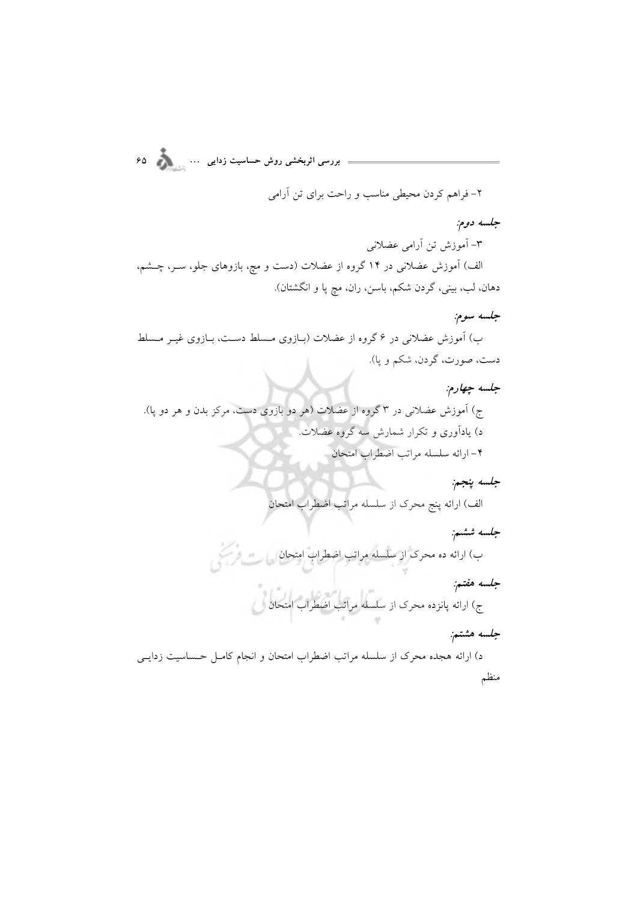۲- فراهم کردن محیطی مناسب و راحت برای تن آرامی

*جلسه دوم:*

۳- آموزش تن آرامی عضلانی

الف) آموزش عضلانی در ۱۴ گروه از عضلات (دست و مچ، بازوهای جلو، سر، چشم، دهان، لب، بینی، گردن شکم، باسن، ران، مچ پا و انگشتان).

*جلسه سوم:*

ب) آموزش عضلانی در ۶ گروه از عضلات (بازوی مسلط دست، بازوی غیر مسلط دست، صورت، گردن، شکم و پا).

*جلسه چهارم:*

ج) آموزش عضلانی در ۳ گروه از عضلات (هر دو بازوی دست، مرکز بدن و هر دو پا).

د) یادآوری و تکرار شمارش سه گروه عضلات.

۴- ارائه سلسله مراتب اضطراب امتحان

*جلسه پنجم:*

الف) ارائه پنج محرک از سلسله مراتب اضطراب امتحان

*جلسه ششم:*

ب) ارائه ده محرک از سلسله مراتب اضطراب امتحان

*جلسه هفتم:*

ج) ارائه پانزده محرک از سلسله مراتب اضطراب امتحان

*جلسه هشتم:*

د) ارائه هجده محرک از سلسله مراتب اضطراب امتحان و انجام کامل حساسیت زدایی منظم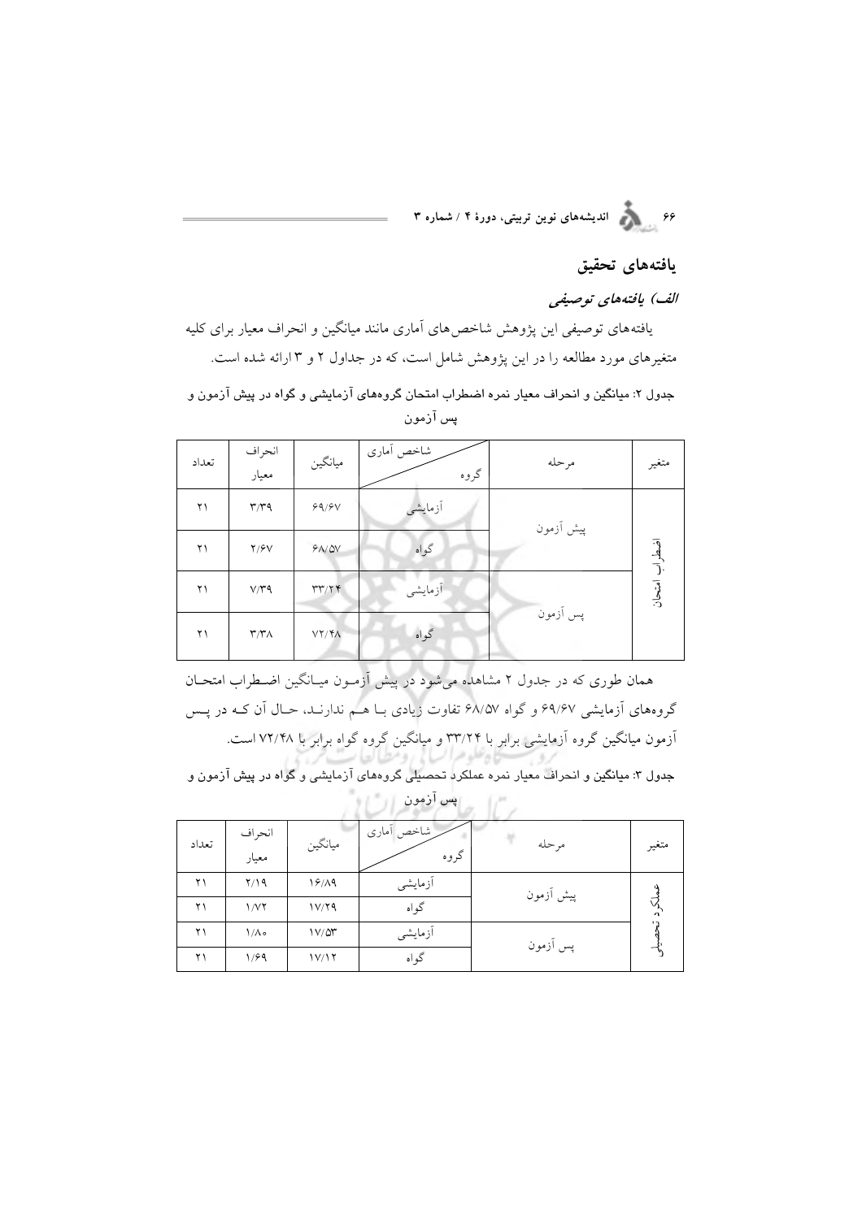## یافته‌های تحقیق

### *الف) یافته‌های توصیفی*

یافته‌های توصیفی این پژوهش شاخص‌های آماری مانند میانگین و انحراف معیار برای کلیه متغیرهای مورد مطالعه را در این پژوهش شامل است، که در جداول ۲ و ۳ ارائه شده است.

**جدول ۲: میانگین و انحراف معیار نمره اضطراب امتحان گروه‌های آزمایشی و گواه در پیش آزمون و پس آزمون**

| متغیر | مرحله | شاخص آماری / گروه | میانگین | انحراف معیار | تعداد |
|---|---|---|---|---|---|
| اضطراب امتحان | پیش آزمون | آزمایشی | ۶۹/۶۷ | ۳/۳۹ | ۲۱ |
| | | گواه | ۶۸/۵۷ | ۲/۶۷ | ۲۱ |
| | پس آزمون | آزمایشی | ۳۳/۲۴ | ۷/۳۹ | ۲۱ |
| | | گواه | ۷۲/۴۸ | ۳/۳۸ | ۲۱ |

همان طوری که در جدول ۲ مشاهده می‌شود در پیش آزمون میانگین اضطراب امتحان گروه‌های آزمایشی ۶۹/۶۷ و گواه ۶۸/۵۷ تفاوت زیادی با هم ندارند، حال آن که در پس آزمون میانگین گروه آزمایشی برابر با ۳۳/۲۴ و میانگین گروه گواه برابر با ۷۲/۴۸ است.

**جدول ۳: میانگین و انحراف معیار نمره عملکرد تحصیلی گروه‌های آزمایشی و گواه در پیش آزمون و پس آزمون**

| متغیر | مرحله | شاخص آماری / گروه | میانگین | انحراف معیار | تعداد |
|---|---|---|---|---|---|
| عملکرد تحصیلی | پیش آزمون | آزمایشی | ۱۶/۸۹ | ۲/۱۹ | ۲۱ |
| | | گواه | ۱۷/۲۹ | ۱/۷۲ | ۲۱ |
| | پس آزمون | آزمایشی | ۱۷/۵۳ | ۱/۸۰ | ۲۱ |
| | | گواه | ۱۷/۱۲ | ۱/۶۹ | ۲۱ |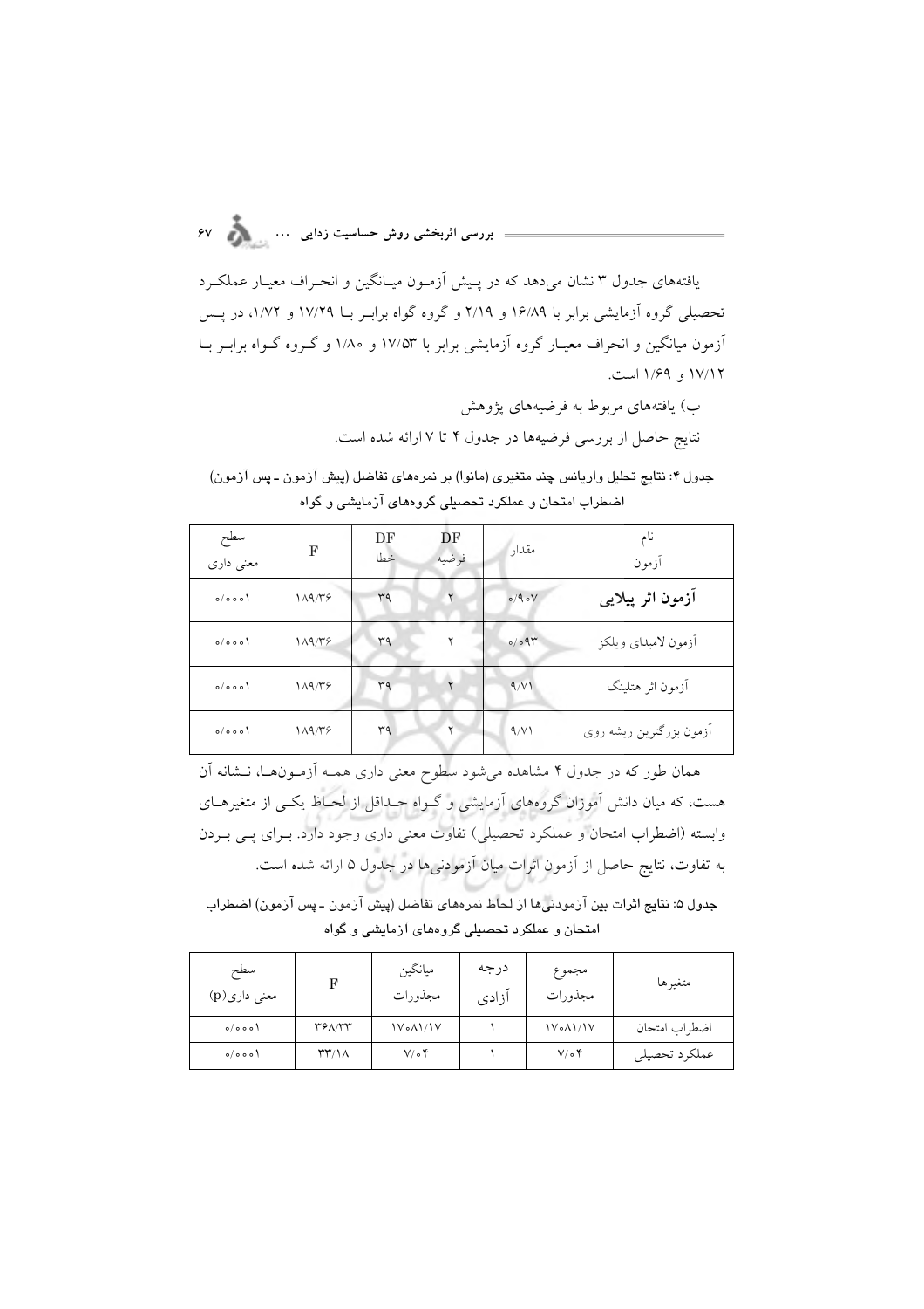یافته‌های جدول ۳ نشان می‌دهد که در پیش آزمون میانگین و انحراف معیار عملکرد تحصیلی گروه آزمایشی برابر با ۱۶/۸۹ و ۲/۱۹ و گروه گواه برابر با ۱۷/۲۹ و ۱/۷۲، در پس آزمون میانگین و انحراف معیار گروه آزمایشی برابر با ۱۷/۵۳ و ۱/۸۰ و گروه گواه برابر با ۱۷/۱۲ و ۱/۶۹ است.

ب) یافته‌های مربوط به فرضیه‌های پژوهش

نتایج حاصل از بررسی فرضیه‌ها در جدول ۴ تا ۷ ارائه شده است.

**جدول ۴: نتایج تحلیل واریانس چند متغیری (مانوا) بر نمره‌های تفاضل (پیش آزمون ـ پس آزمون) اضطراب امتحان و عملکرد تحصیلی گروه‌های آزمایشی و گواه**

| نام آزمون | مقدار | DF فرضیه | DF خطا | F | سطح معنی داری |
|---|---|---|---|---|---|
| **آزمون اثر پیلایی** | ۰/۹۰۷ | ۲ | ۳۹ | ۱۸۹/۳۶ | ۰/۰۰۰۱ |
| آزمون لامبدای ویلکز | ۰/۰۹۳ | ۲ | ۳۹ | ۱۸۹/۳۶ | ۰/۰۰۰۱ |
| آزمون اثر هتلینگ | ۹/۷۱ | ۲ | ۳۹ | ۱۸۹/۳۶ | ۰/۰۰۰۱ |
| آزمون بزرگترین ریشه روی | ۹/۷۱ | ۲ | ۳۹ | ۱۸۹/۳۶ | ۰/۰۰۰۱ |

همان طور که در جدول ۴ مشاهده می‌شود سطوح معنی داری همه آزمون‌ها، نشانه آن هست، که میان دانش آموزان گروه‌های آزمایشی و گواه حداقل از لحاظ یکی از متغیرهای وابسته (اضطراب امتحان و عملکرد تحصیلی) تفاوت معنی داری وجود دارد. برای پی بردن به تفاوت، نتایج حاصل از آزمون اثرات میان آزمودنی‌ها در جدول ۵ ارائه شده است.

**جدول ۵: نتایج اثرات بین آزمودنی‌ها از لحاظ نمره‌های تفاضل (پیش آزمون ـ پس آزمون) اضطراب امتحان و عملکرد تحصیلی گروه‌های آزمایشی و گواه**

| متغیرها | مجموع مجذورات | درجه آزادی | میانگین مجذورات | F | سطح معنی داری(p) |
|---|---|---|---|---|---|
| اضطراب امتحان | ۱۷۰۸۱/۱۷ | ۱ | ۱۷۰۸۱/۱۷ | ۳۶۸/۳۳ | ۰/۰۰۰۱ |
| عملکرد تحصیلی | ۷/۰۴ | ۱ | ۷/۰۴ | ۳۳/۱۸ | ۰/۰۰۰۱ |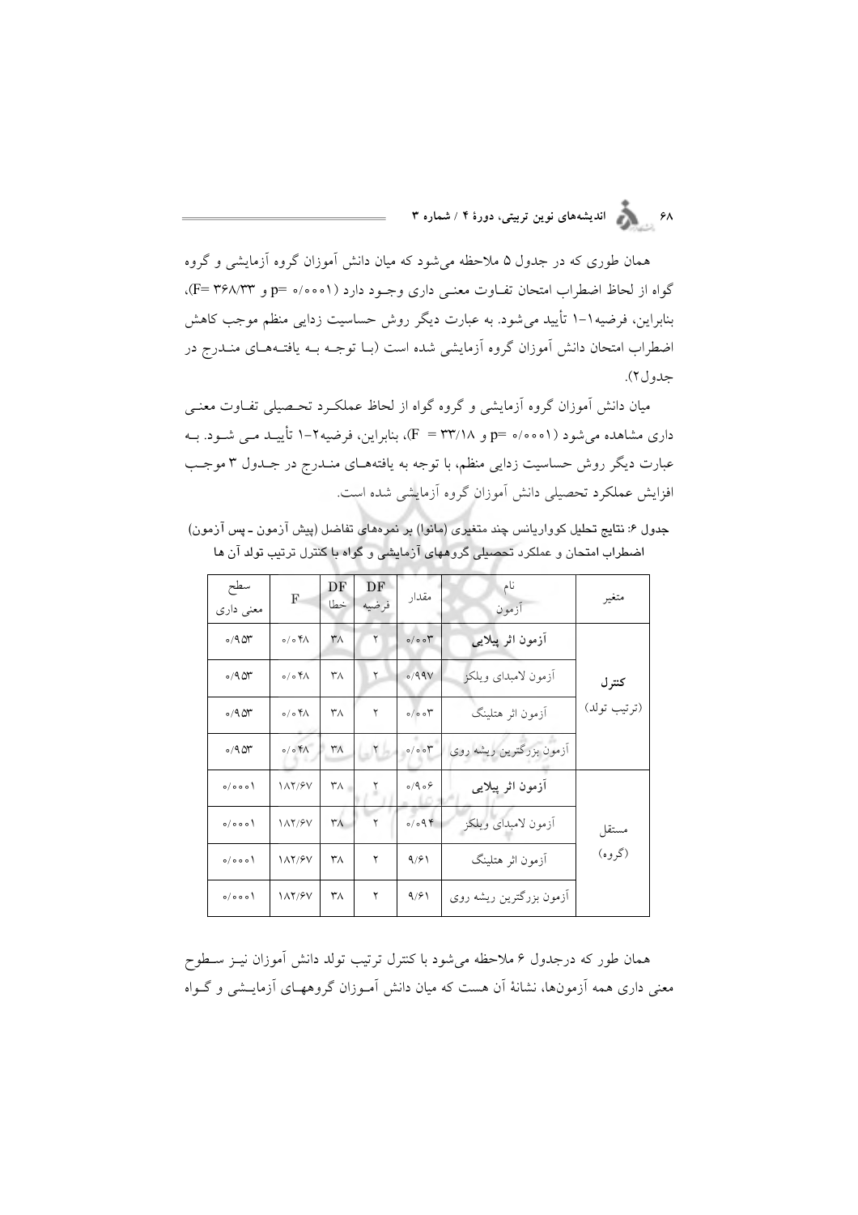همان طوری که در جدول ۵ ملاحظه می‌شود که میان دانش آموزان گروه آزمایشی و گروه گواه از لحاظ اضطراب امتحان تفاوت معنی داری وجود دارد (۰/۰۰۰۱ =p و ۳۶۸/۳۳ =F)، بنابراین، فرضیه۱-۱ تأیید می‌شود. به عبارت دیگر روش حساسیت زدایی منظم موجب کاهش اضطراب امتحان دانش آموزان گروه آزمایشی شده است (با توجه به یافته‌های مندرج در جدول۲).

میان دانش آموزان گروه آزمایشی و گروه گواه از لحاظ عملکرد تحصیلی تفاوت معنی داری مشاهده می‌شود (۰/۰۰۰۱ =p و ۳۳/۱۸ = F)، بنابراین، فرضیه۲-۱ تأیید می شود. به عبارت دیگر روش حساسیت زدایی منظم، با توجه به یافته‌های مندرج در جدول ۳ موجب افزایش عملکرد تحصیلی دانش آموزان گروه آزمایشی شده است.

**جدول ۶: نتایج تحلیل کوواریانس چند متغیری (مانوا) بر نمره‌های تفاضل (پیش آزمون ـ پس آزمون) اضطراب امتحان و عملکرد تحصیلی گروههای آزمایشی و گواه با کنترل ترتیب تولد آن ها**

| متغیر | نام آزمون | مقدار | DF فرضیه | DF خطا | F | سطح معنی داری |
|---|---|---|---|---|---|---|
| کنترل (ترتیب تولد) | **آزمون اثر پیلایی** | ۰/۰۰۳ | ۲ | ۳۸ | ۰/۰۴۸ | ۰/۹۵۳ |
| | آزمون لامبدای ویلکز | ۰/۹۹۷ | ۲ | ۳۸ | ۰/۰۴۸ | ۰/۹۵۳ |
| | آزمون اثر هتلینگ | ۰/۰۰۳ | ۲ | ۳۸ | ۰/۰۴۸ | ۰/۹۵۳ |
| | آزمون بزرگترین ریشه روی | ۰/۰۰۳ | ۲ | ۳۸ | ۰/۰۴۸ | ۰/۹۵۳ |
| مستقل (گروه) | **آزمون اثر پیلایی** | ۰/۹۰۶ | ۲ | ۳۸ | ۱۸۲/۶۷ | ۰/۰۰۰۱ |
| | آزمون لامبدای ویلکز | ۰/۰۹۴ | ۲ | ۳۸ | ۱۸۲/۶۷ | ۰/۰۰۰۱ |
| | آزمون اثر هتلینگ | ۹/۶۱ | ۲ | ۳۸ | ۱۸۲/۶۷ | ۰/۰۰۰۱ |
| | آزمون بزرگترین ریشه روی | ۹/۶۱ | ۲ | ۳۸ | ۱۸۲/۶۷ | ۰/۰۰۰۱ |

همان طور که درجدول ۶ ملاحظه می‌شود با کنترل ترتیب تولد دانش آموزان نیز سطوح معنی داری همه آزمون‌ها، نشانهٔ آن هست که میان دانش آموزان گروههای آزمایشی و گواه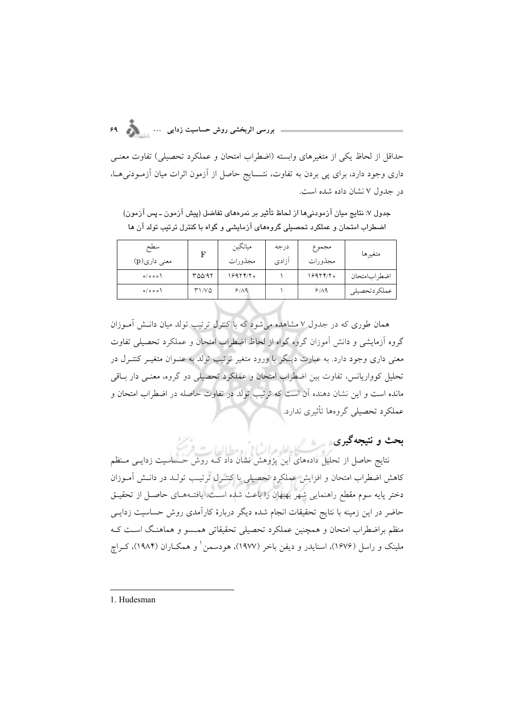حداقل از لحاظ یکی از متغیرهای وابسته (اضطراب امتحان و عملکرد تحصیلی) تفاوت معنی داری وجود دارد، برای پی بردن به تفاوت، نتـــایج حاصل از آزمون اثرات میان آزمودنی‌ها، در جدول ۷ نشان داده شده است.

**جدول ۷: نتایج میان آزمودنی‌ها از لحاظ تأثیر بر نمره‌های تفاضل (پیش آزمون ـ پس آزمون) اضطراب امتحان و عملکرد تحصیلی گروه‌های آزمایشی و گواه با کنترل ترتیب تولد آن ها**

| متغیرها | مجموع مجذورات | درجه آزادی | میانگین مجذورات | F | سطح معنی داری(p) |
|---|---|---|---|---|---|
| اضطراب‌امتحان | ۱۶۹۲۴/۲۰ | ۱ | ۱۶۹۲۴/۲۰ | ۳۵۵/۹۲ | ۰/۰۰۰۱ |
| عملکردتحصیلی | ۶/۸۹ | ۱ | ۶/۸۹ | ۳۱/۷۵ | ۰/۰۰۰۱ |

همان طوری که در جدول ۷ مشاهده می‌شود که با کنترل ترتیب تولد میان دانش آموزان گروه آزمایشی و دانش آموزان گروه گواه از لحاظ اضطراب امتحان و عملکرد تحصیلی تفاوت معنی داری وجود دارد. به عبارت دیگر با ورود متغیر ترتیب تولد به عنوان متغیر کنترل در تحلیل کوواریانس، تفاوت بین اضطراب امتحان و عملکرد تحصیلی دو گروه، معنی دار باقی مانده است و این نشان دهنده آن است که ترتیب تولد در تفاوت حاصله در اضطراب امتحان و عملکرد تحصیلی گروه‌ها تأثیری ندارد.

## بحث و نتیجه‌گیری

نتایج حاصل از تحلیل داده‌های این پژوهش نشان داد که روش حساسیت زدایی منظم کاهش اضطراب امتحان و افزایش عملکرد تحصیلی با کنترل ترتیب تولد در دانش آموزان دختر پایه سوم مقطع راهنمایی شهر بهبهان را باعث شده است. یافته‌های حاصل از تحقیق حاضر در این زمینه با نتایج تحقیقات انجام شده دیگر دربارهٔ کارآمدی روش حساسیت زدایی منظم براضطراب امتحان و همچنین عملکرد تحصیلی تحقیقاتی همسو و هماهنگ است که ملینک و راسل (۱۶۷۶)، اسنایدر و دیفن باخر (۱۹۷۷)، هودسمن[1] و همکاران (۱۹۸۴)، کراچ

---

1. Hudesman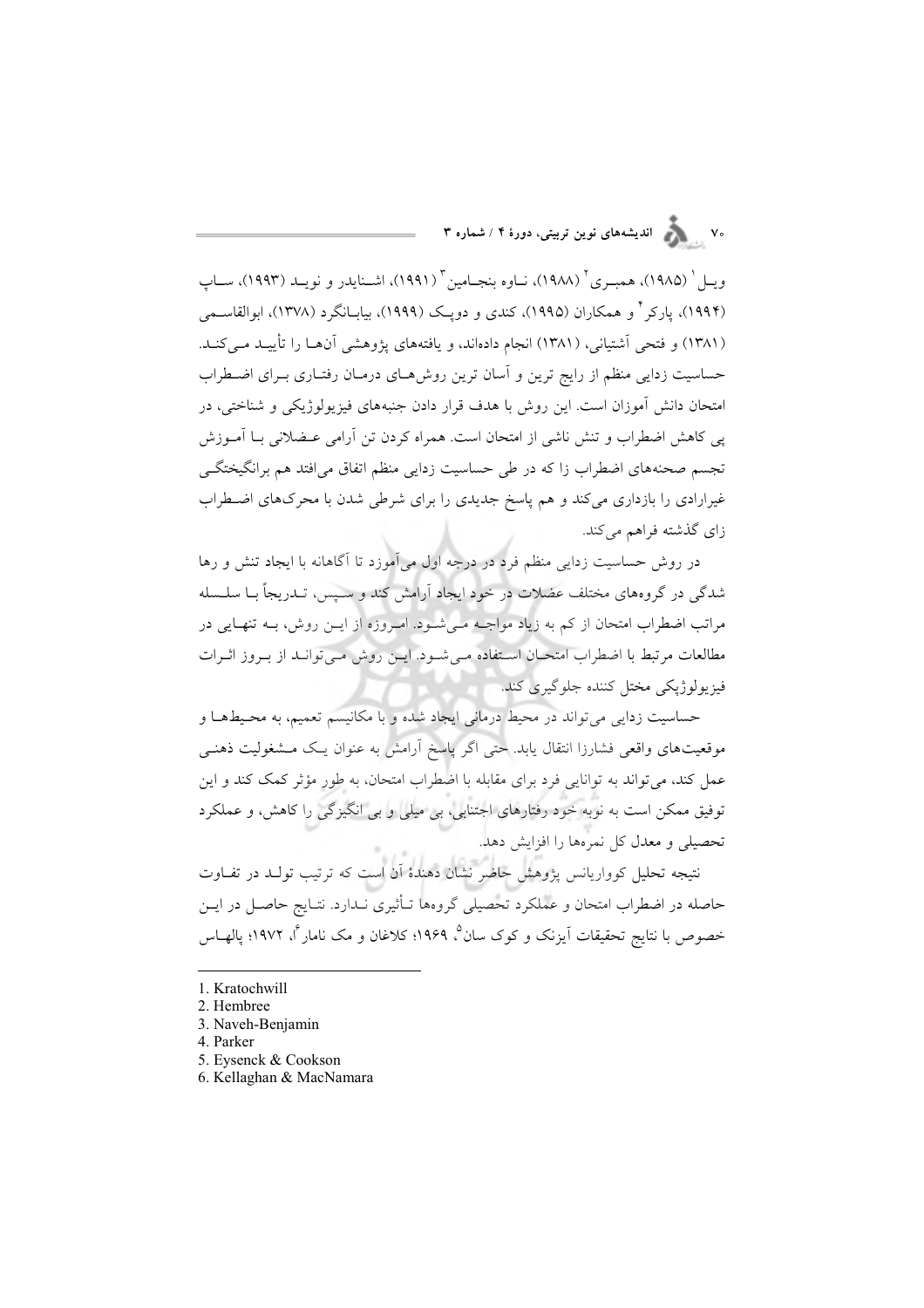ویـل[1] (۱۹۸۵)، همبـری[2] (۱۹۸۸)، نـاوه بنجـامین[3] (۱۹۹۱)، اشـنایدر و نویـد (۱۹۹۳)، سـاپ (۱۹۹۴)، پارکر[4] و همکاران (۱۹۹۵)، کندی و دوپـک (۱۹۹۹)، بیابـانگرد (۱۳۷۸)، ابوالقاسـمی (۱۳۸۱) و فتحی آشتیانی، (۱۳۸۱) انجام داده‌اند، و یافته‌های پژوهشی آن‌هـا را تأییـد مـی‌کنـد. حساسیت زدایی منظم از رایج ترین و آسان ترین روش‌هـای درمـان رفتـاری بـرای اضـطراب امتحان دانش آموزان است. این روش با هدف قرار دادن جنبه‌های فیزیولوژیکی و شناختی، در پی کاهش اضطراب و تنش ناشی از امتحان است. همراه کردن تن آرامی عـضلانی بـا آمـوزش تجسم صحنه‌های اضطراب زا که در طی حساسیت زدایی منظم اتفاق می‌افتد هم برانگیختگـی غیرارادی را بازداری می‌کند و هم پاسخ جدیدی را برای شرطی شدن با محرک‌های اضـطراب زای گذشته فراهم می‌کند.

در روش حساسیت زدایی منظم فرد در درجه اول می‌آموزد تا آگاهانه با ایجاد تنش و رها شدگی در گروه‌های مختلف عضلات در خود ایجاد آرامش کند و سـپس، تـدریجاً بـا سلـسله مراتب اضطراب امتحان از کم به زیاد مواجـه مـی‌شـود. امـروزه از ایـن روش، بـه تنهـایی در مطالعات مرتبط با اضطراب امتحـان اسـتفاده مـی‌شـود. ایـن روش مـی‌توانـد از بـروز اثـرات فیزیولوژیکی مختل کننده جلوگیری کند.

حساسیت زدایی می‌تواند در محیط درمانی ایجاد شده و با مکانیسم تعمیم، به محـیط‌هـا و موقعیت‌های واقعی فشارزا انتقال یابد. حتی اگر پاسخ آرامش به عنوان یـک مـشغولیت ذهنـی عمل کند، می‌تواند به توانایی فرد برای مقابله با اضطراب امتحان، به طور مؤثر کمک کند و این توفیق ممکن است به نوبه خود رفتارهای اجتنابی، بی میلی و بی انگیزگی را کاهش، و عملکرد تحصیلی و معدل کل نمره‌ها را افزایش دهد.

نتیجه تحلیل کوواریانس پژوهش حاضر نشان دهندهٔ آن است که ترتیب تولـد در تفـاوت حاصله در اضطراب امتحان و عملکرد تحصیلی گروه‌ها تـأثیری نـدارد. نتـایج حاصـل در ایـن خصوص با نتایج تحقیقات آیزنک و کوک سان[5]، ۱۹۶۹؛ کلاغان و مک نامار[6]، ۱۹۷۲؛ پالهـاس

---

1. Kratochwill
2. Hembree
3. Naveh-Benjamin
4. Parker
5. Eysenck & Cookson
6. Kellaghan & MacNamara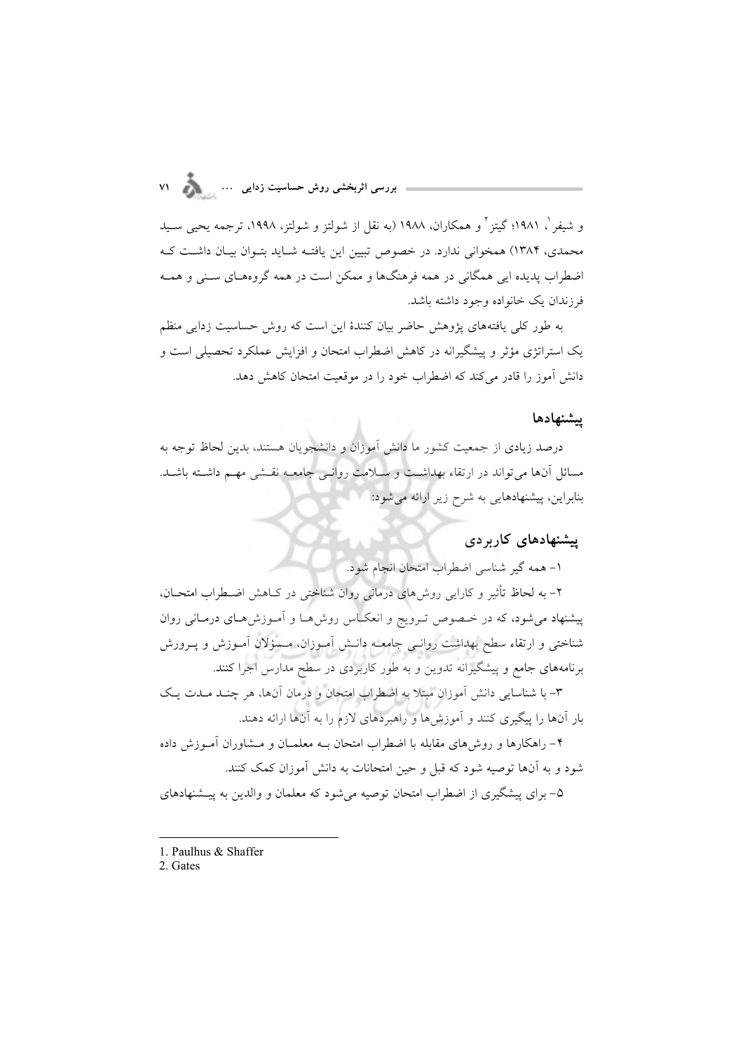و شیفر[1]، ۱۹۸۱؛ گیتز[2] و همکاران، ۱۹۸۸ (به نقل از شولتز و شولتز، ۱۹۹۸، ترجمه یحیی سید محمدی، ۱۳۸۴) همخوانی ندارد. در خصوص تبیین این یافته شاید بتوان بیان داشت که اضطراب پدیده ایی همگانی در همه فرهنگ‌ها و ممکن است در همه گروه‌های سنی و همه فرزندان یک خانواده وجود داشته باشد.

به طور کلی یافته‌های پژوهش حاضر بیان کنندهٔ این است که روش حساسیت زدایی منظم یک استراتژی مؤثر و پیشگیرانه در کاهش اضطراب امتحان و افزایش عملکرد تحصیلی است و دانش آموز را قادر می‌کند که اضطراب خود را در موقعیت امتحان کاهش دهد.

## پیشنهادها

درصد زیادی از جمعیت کشور ما دانش آموزان و دانشجویان هستند، بدین لحاظ توجه به مسائل آن‌ها می‌تواند در ارتقاء بهداشت و سلامت روانی جامعه نقشی مهم داشته باشد. بنابراین، پیشنهادهایی به شرح زیر ارائه می‌شود:

### پیشنهادهای کاربردی

۱- همه گیر شناسی اضطراب امتحان انجام شود.

۲- به لحاظ تأثیر و کارایی روش‌های درمانی روان شناختی در کاهش اضطراب امتحان، پیشنهاد می‌شود، که در خصوص ترویج و انعکاس روش‌ها و آموزش‌های درمانی روان شناختی و ارتقاء سطح بهداشت روانی جامعه دانش آموزان، مسؤلان آموزش و پرورش برنامه‌های جامع و پیشگیرانه تدوین و به طور کاربردی در سطح مدارس اجرا کنند.

۳- با شناسایی دانش آموزان مبتلا به اضطراب امتحان و درمان آن‌ها، هر چند مدت یک بار آن‌ها را پیگیری کنند و آموزش‌ها و راهبردهای لازم را به آن‌ها ارائه دهند.

۴- راهکارها و روش‌های مقابله با اضطراب امتحان به معلمان و مشاوران آموزش داده شود و به آن‌ها توصیه شود که قبل و حین امتحانات به دانش آموزان کمک کنند.

۵- برای پیشگیری از اضطراب امتحان توصیه می‌شود که معلمان و والدین به پیشنهادهای

---

1. Paulhus & Shaffer
2. Gates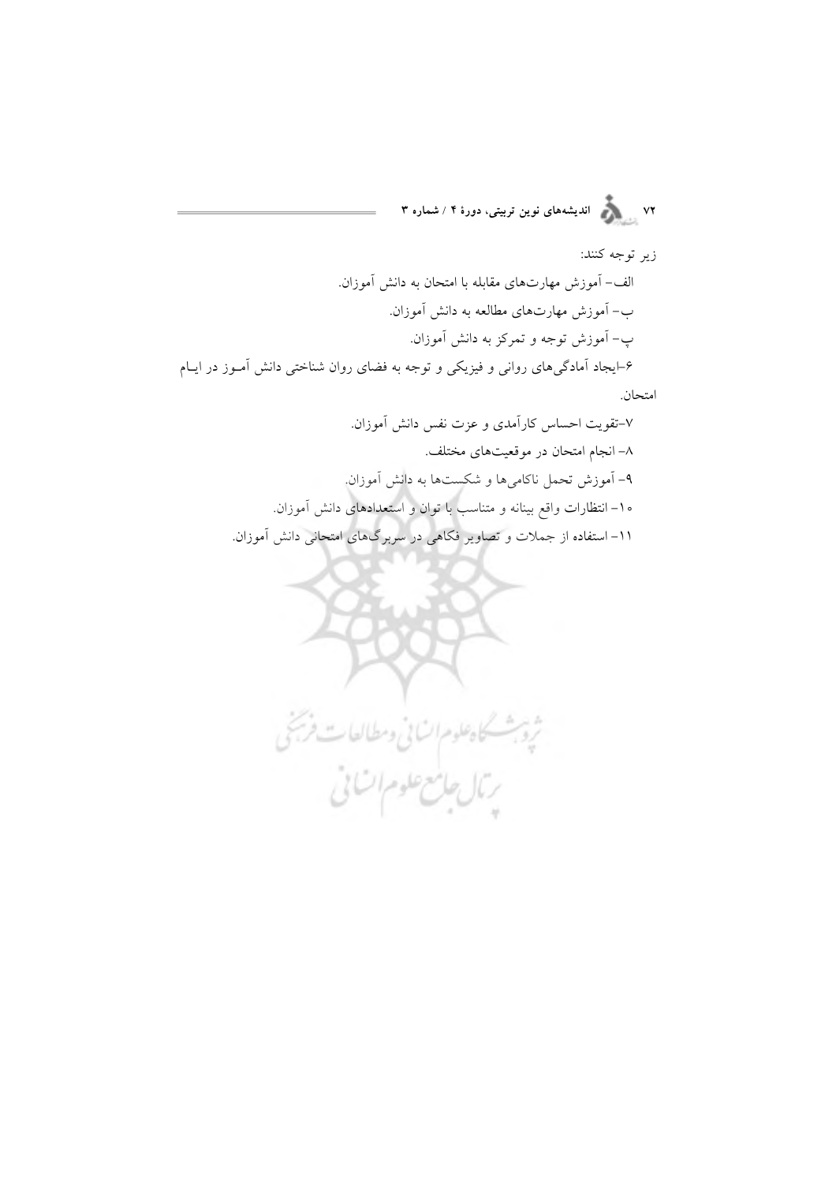زیر توجه کنند:

الف- آموزش مهارت‌های مقابله با امتحان به دانش آموزان.

ب- آموزش مهارت‌های مطالعه به دانش آموزان.

پ- آموزش توجه و تمرکز به دانش آموزان.

۶-ایجاد آمادگی‌های روانی و فیزیکی و توجه به فضای روان شناختی دانش آموز در ایام امتحان.

۷-تقویت احساس کارآمدی و عزت نفس دانش آموزان.

۸- انجام امتحان در موقعیت‌های مختلف.

۹- آموزش تحمل ناکامی‌ها و شکست‌ها به دانش آموزان.

۱۰- انتظارات واقع بینانه و متناسب با توان و استعدادهای دانش آموزان.

۱۱- استفاده از جملات و تصاویر فکاهی در سربرگ‌های امتحانی دانش آموزان.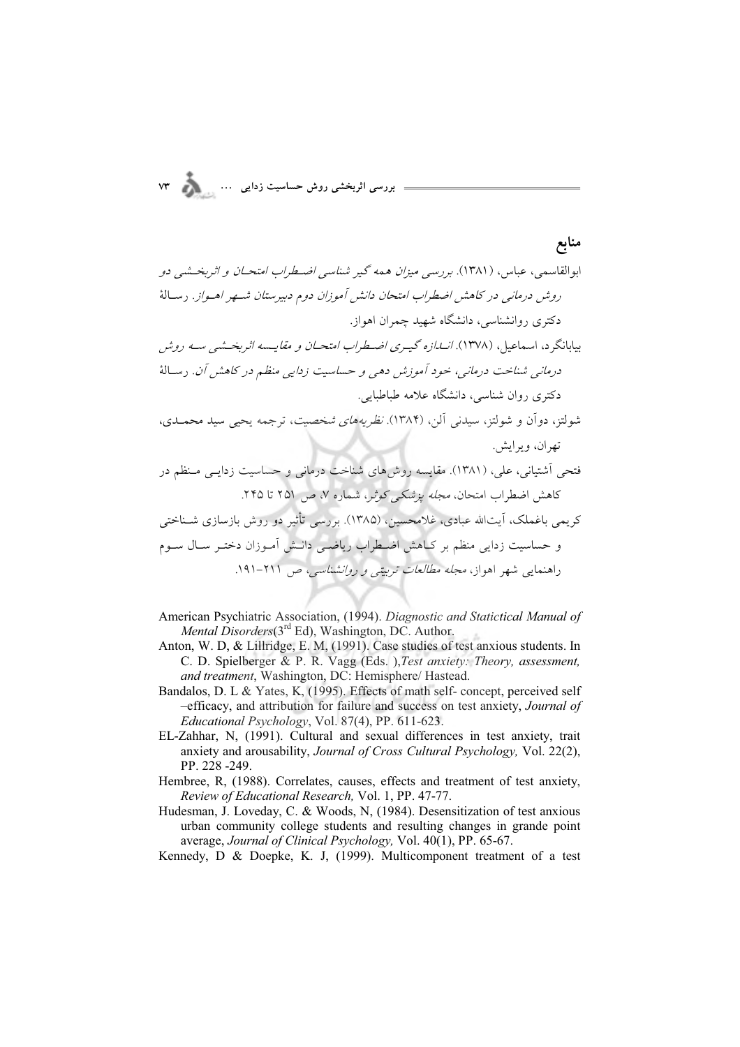## منابع

ابوالقاسمی، عباس، (۱۳۸۱). *بررسی میزان همه گیر شناسی اضطراب امتحان و اثربخشی دو روش درمانی در کاهش اضطراب امتحان دانش آموزان دوم دبیرستان شهر اهواز*. رسالهٔ دکتری روانشناسی، دانشگاه شهید چمران اهواز.

بیابانگرد، اسماعیل، (۱۳۷۸). *اندازه گیری اضطراب امتحان و مقایسه اثربخشی سه روش درمانی شناخت درمانی، خود آموزش دهی و حساسیت زدایی منظم در کاهش آن*. رسالهٔ دکتری روان شناسی، دانشگاه علامه طباطبایی.

شولتز، دوآن و شولتز، سیدنی آلن، (۱۳۸۴). *نظریه‌های شخصیت*، ترجمه یحیی سید محمدی، تهران، ویرایش.

فتحی آشتیانی، علی، (۱۳۸۱). مقایسه روش‌های شناخت درمانی و حساسیت زدایی منظم در کاهش اضطراب امتحان، *مجله پزشکی کوثر*، شماره ۷، ص ۲۵۱ تا ۲۴۵.

کریمی باغملک، آیت‌الله عبادی، غلامحسین، (۱۳۸۵). بررسی تأثیر دو روش بازسازی شناختی و حساسیت زدایی منظم بر کاهش اضطراب ریاضی دانش آموزان دختر سال سوم راهنمایی شهر اهواز، *مجله مطالعات تربیتی و روانشناسی*، ص ۲۱۱-۱۹۱.

American Psychiatric Association, (1994). *Diagnostic and Statictical Manual of Mental Disorders*(3rd Ed), Washington, DC. Author.

Anton, W. D, & Lillridge, E. M, (1991). Case studies of test anxious students. In C. D. Spielberger & P. R. Vagg (Eds. ),*Test anxiety: Theory, assessment, and treatment*, Washington, DC: Hemisphere/ Hastead.

Bandalos, D. L & Yates, K, (1995). Effects of math self- concept, perceived self –efficacy, and attribution for failure and success on test anxiety, *Journal of Educational Psychology*, Vol. 87(4), PP. 611-623.

EL-Zahhar, N, (1991). Cultural and sexual differences in test anxiety, trait anxiety and arousability, *Journal of Cross Cultural Psychology,* Vol. 22(2), PP. 228 -249.

Hembree, R, (1988). Correlates, causes, effects and treatment of test anxiety, *Review of Educational Research,* Vol. 1, PP. 47-77.

Hudesman, J. Loveday, C. & Woods, N, (1984). Desensitization of test anxious urban community college students and resulting changes in grande point average, *Journal of Clinical Psychology,* Vol. 40(1), PP. 65-67.

Kennedy, D & Doepke, K. J, (1999). Multicomponent treatment of a test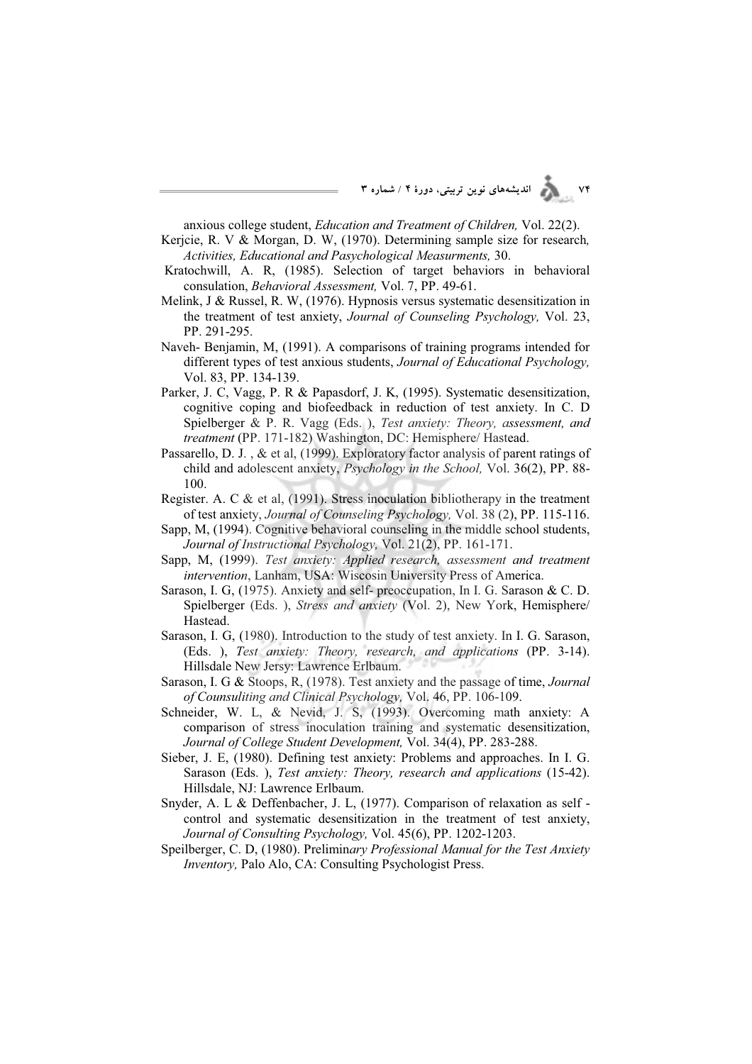anxious college student, *Education and Treatment of Children,* Vol. 22(2).

Kerjcie, R. V & Morgan, D. W, (1970). Determining sample size for research*, Activities, Educational and Pasychological Measurments,* 30.

Kratochwill, A. R, (1985). Selection of target behaviors in behavioral consulation, *Behavioral Assessment,* Vol. 7, PP. 49-61.

Melink, J & Russel, R. W, (1976). Hypnosis versus systematic desensitization in the treatment of test anxiety, *Journal of Counseling Psychology,* Vol. 23, PP. 291-295.

Naveh- Benjamin, M, (1991). A comparisons of training programs intended for different types of test anxious students, *Journal of Educational Psychology,* Vol. 83, PP. 134-139.

Parker, J. C, Vagg, P. R & Papasdorf, J. K, (1995). Systematic desensitization, cognitive coping and biofeedback in reduction of test anxiety. In C. D Spielberger & P. R. Vagg (Eds. ), *Test anxiety: Theory, assessment, and treatment* (PP. 171-182) Washington, DC: Hemisphere/ Hastead.

Passarello, D. J. , & et al, (1999). Exploratory factor analysis of parent ratings of child and adolescent anxiety, *Psychology in the School,* Vol. 36(2), PP. 88-100.

Register. A. C & et al, (1991). Stress inoculation bibliotherapy in the treatment of test anxiety, *Journal of Counseling Psychology,* Vol. 38 (2), PP. 115-116.

Sapp, M, (1994). Cognitive behavioral counseling in the middle school students, *Journal of Instructional Psychology,* Vol. 21(2), PP. 161-171.

Sapp, M, (1999). *Test anxiety: Applied research, assessment and treatment intervention*, Lanham, USA: Wiscosin University Press of America.

Sarason, I. G, (1975). Anxiety and self- preoccupation, In I. G. Sarason & C. D. Spielberger (Eds. ), *Stress and anxiety* (Vol. 2), New York, Hemisphere/ Hastead.

Sarason, I. G, (1980). Introduction to the study of test anxiety. In I. G. Sarason, (Eds. ), *Test anxiety: Theory, research, and applications* (PP. 3-14). Hillsdale New Jersy: Lawrence Erlbaum.

Sarason, I. G & Stoops, R, (1978). Test anxiety and the passage of time, *Journal of Counsuliting and Clinical Psychology,* Vol. 46, PP. 106-109.

Schneider, W. L, & Nevid, J. S, (1993). Overcoming math anxiety: A comparison of stress inoculation training and systematic desensitization, *Journal of College Student Development,* Vol. 34(4), PP. 283-288.

Sieber, J. E, (1980). Defining test anxiety: Problems and approaches. In I. G. Sarason (Eds. ), *Test anxiety: Theory, research and applications* (15-42). Hillsdale, NJ: Lawrence Erlbaum.

Snyder, A. L & Deffenbacher, J. L, (1977). Comparison of relaxation as self - control and systematic desensitization in the treatment of test anxiety, *Journal of Consulting Psychology,* Vol. 45(6), PP. 1202-1203.

Speilberger, C. D, (1980). Prelimin*ary Professional Manual for the Test Anxiety Inventory,* Palo Alo, CA: Consulting Psychologist Press.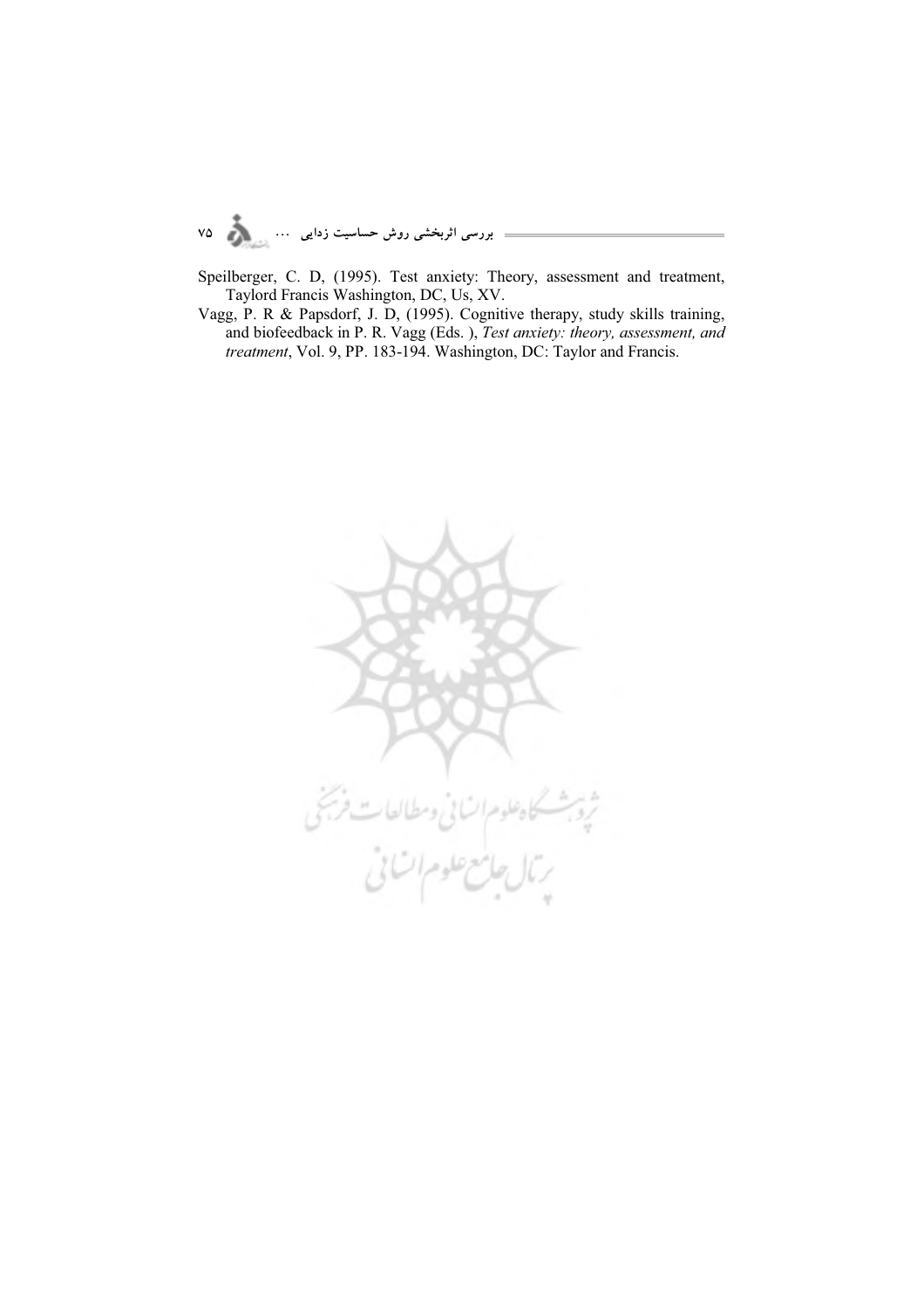Speilberger, C. D, (1995). Test anxiety: Theory, assessment and treatment, Taylord Francis Washington, DC, Us, XV.

Vagg, P. R & Papsdorf, J. D, (1995). Cognitive therapy, study skills training, and biofeedback in P. R. Vagg (Eds. ), *Test anxiety: theory, assessment, and treatment*, Vol. 9, PP. 183-194. Washington, DC: Taylor and Francis.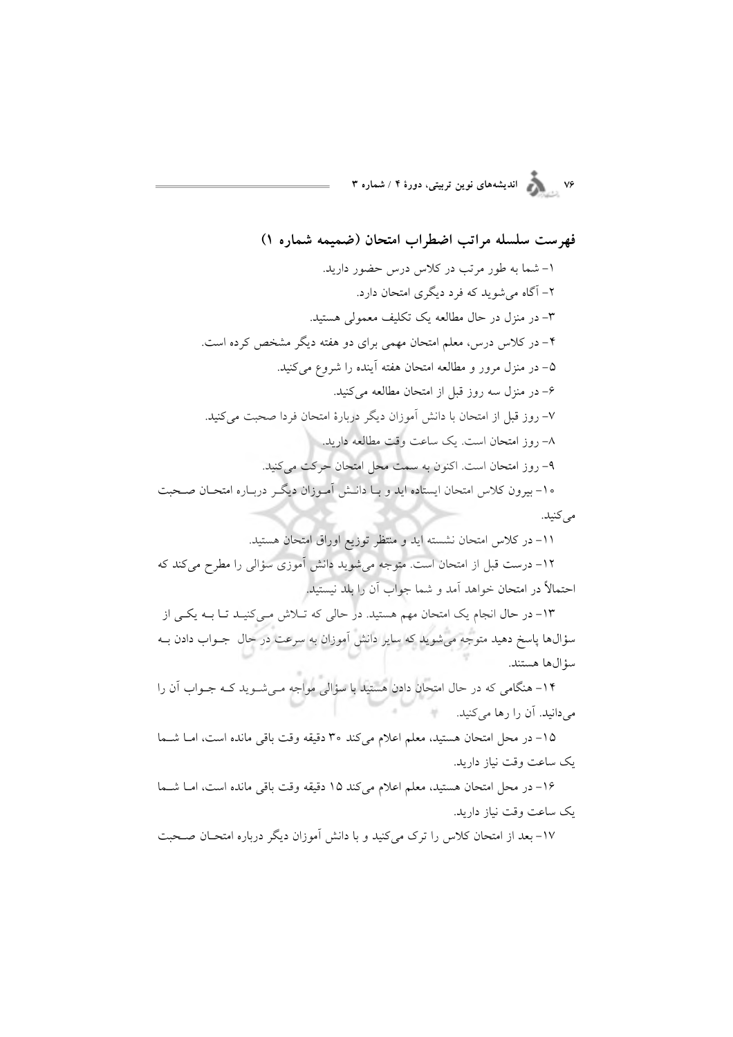## فهرست سلسله مراتب اضطراب امتحان (ضمیمه شماره ۱)

۱- شما به طور مرتب در کلاس درس حضور دارید.

۲- آگاه می‌شوید که فرد دیگری امتحان دارد.

۳- در منزل در حال مطالعه یک تکلیف معمولی هستید.

۴- در کلاس درس، معلم امتحان مهمی برای دو هفته دیگر مشخص کرده است.

۵- در منزل مرور و مطالعه امتحان هفته آینده را شروع می‌کنید.

۶- در منزل سه روز قبل از امتحان مطالعه می‌کنید.

۷- روز قبل از امتحان با دانش آموزان دیگر دربارهٔ امتحان فردا صحبت می‌کنید.

۸- روز امتحان است. یک ساعت وقت مطالعه دارید.

۹- روز امتحان است. اکنون به سمت محل امتحان حرکت می‌کنید.

۱۰- بیرون کلاس امتحان ایستاده اید و با دانش آموزان دیگر درباره امتحان صحبت می‌کنید.

۱۱- در کلاس امتحان نشسته اید و منتظر توزیع اوراق امتحان هستید.

۱۲- درست قبل از امتحان است. متوجه می‌شوید دانش آموزی سؤالی را مطرح می‌کند که احتمالاً در امتحان خواهد آمد و شما جواب آن را بلد نیستید.

۱۳- در حال انجام یک امتحان مهم هستید. در حالی که تلاش می‌کنید تا به یکی از سؤال‌ها پاسخ دهید متوجه می‌شوید که سایر دانش آموزان به سرعت در حال جواب دادن به سؤال‌ها هستند.

۱۴- هنگامی که در حال امتحان دادن هستید با سؤالی مواجه می‌شوید که جواب آن را می‌دانید. آن را رها می‌کنید.

۱۵- در محل امتحان هستید، معلم اعلام می‌کند ۳۰ دقیقه وقت باقی مانده است، اما شما یک ساعت وقت نیاز دارید.

۱۶- در محل امتحان هستید، معلم اعلام می‌کند ۱۵ دقیقه وقت باقی مانده است، اما شما یک ساعت وقت نیاز دارید.

۱۷- بعد از امتحان کلاس را ترک می‌کنید و با دانش آموزان دیگر درباره امتحان صحبت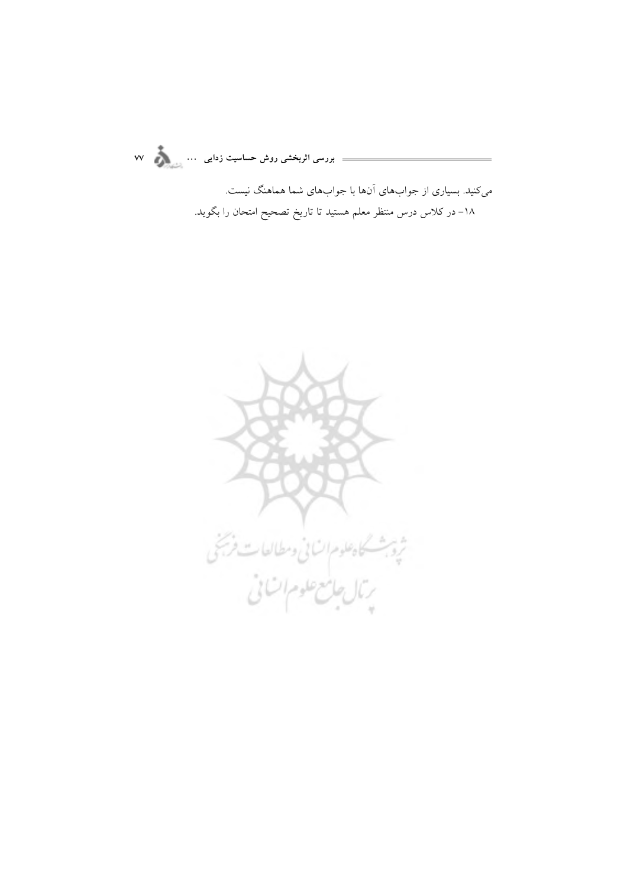می‌کنید. بسیاری از جواب‌های آن‌ها با جواب‌های شما هماهنگ نیست.

۱۸- در کلاس درس منتظر معلم هستید تا تاریخ تصحیح امتحان را بگوید.